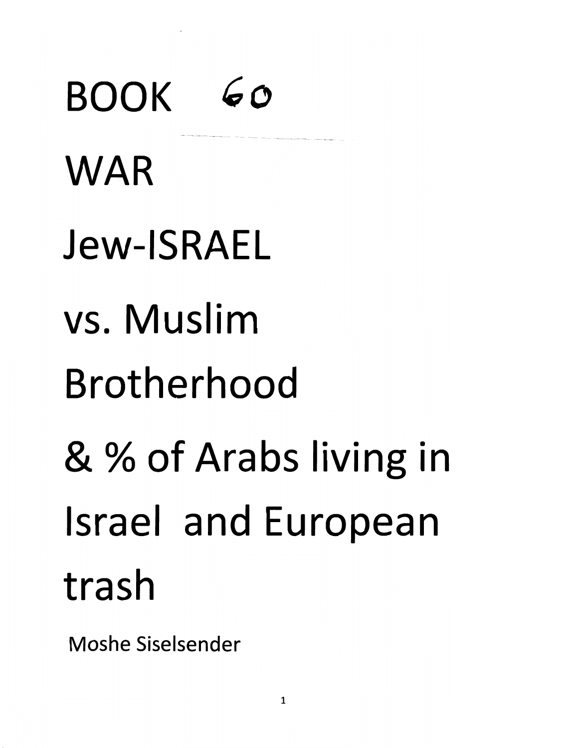# BOOK 60

# WAR

# Jew-ISRAEL

# vs. Muslim

# Brotherhood

# & % of Arabs living in

# Israel and European

# trash

Moshe Siselsender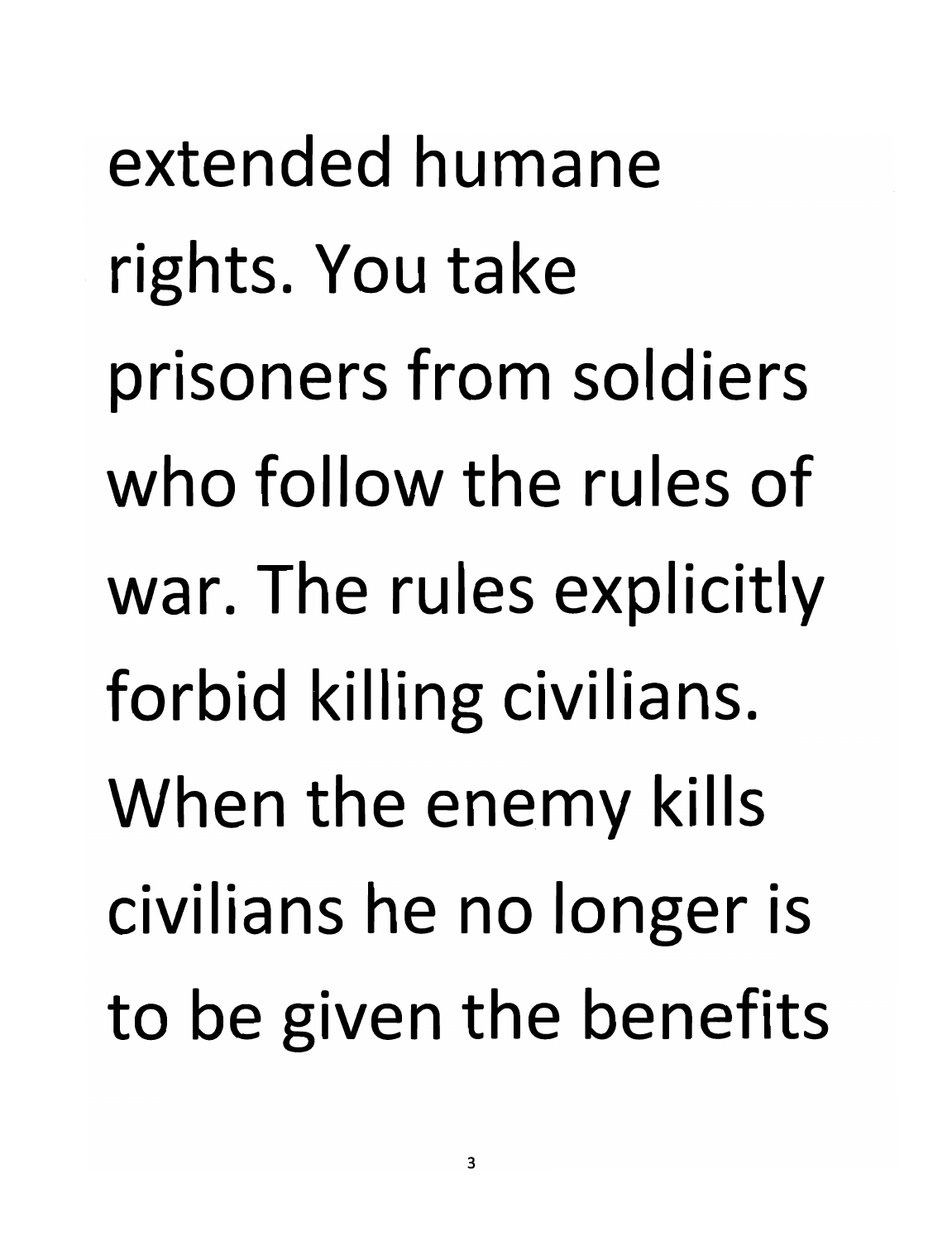extended humane rights. You take prisoners from soldiers who follow the rules of war. The rules explicitly forbid killing civilians. When the enemy kills civilians he no longer is to be given the benefits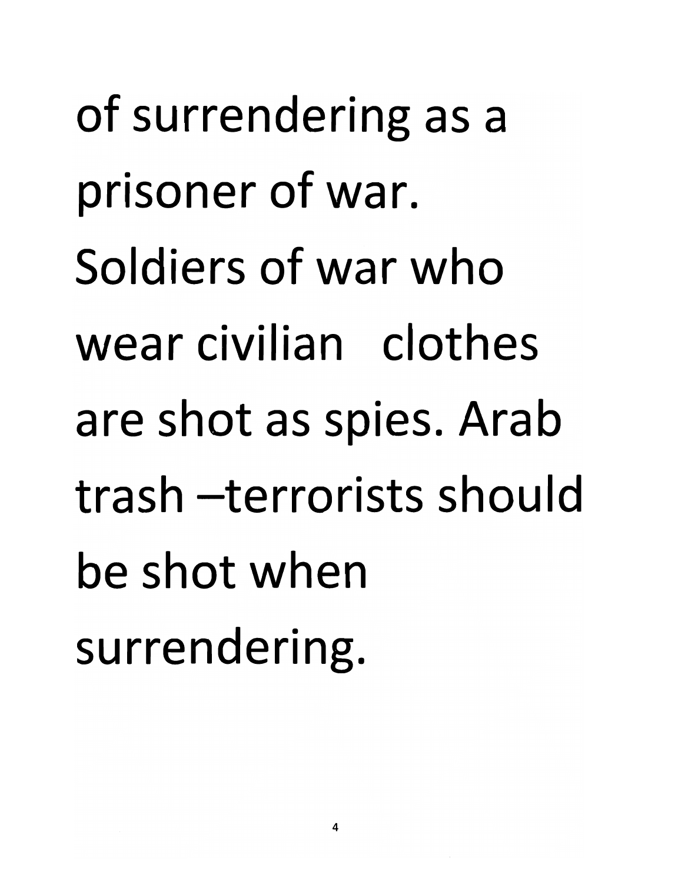of surrendering as a prisoner of war. Soldiers of war who wear civilian clothes are shot as spies. Arab trash –terrorists should be shot when surrendering.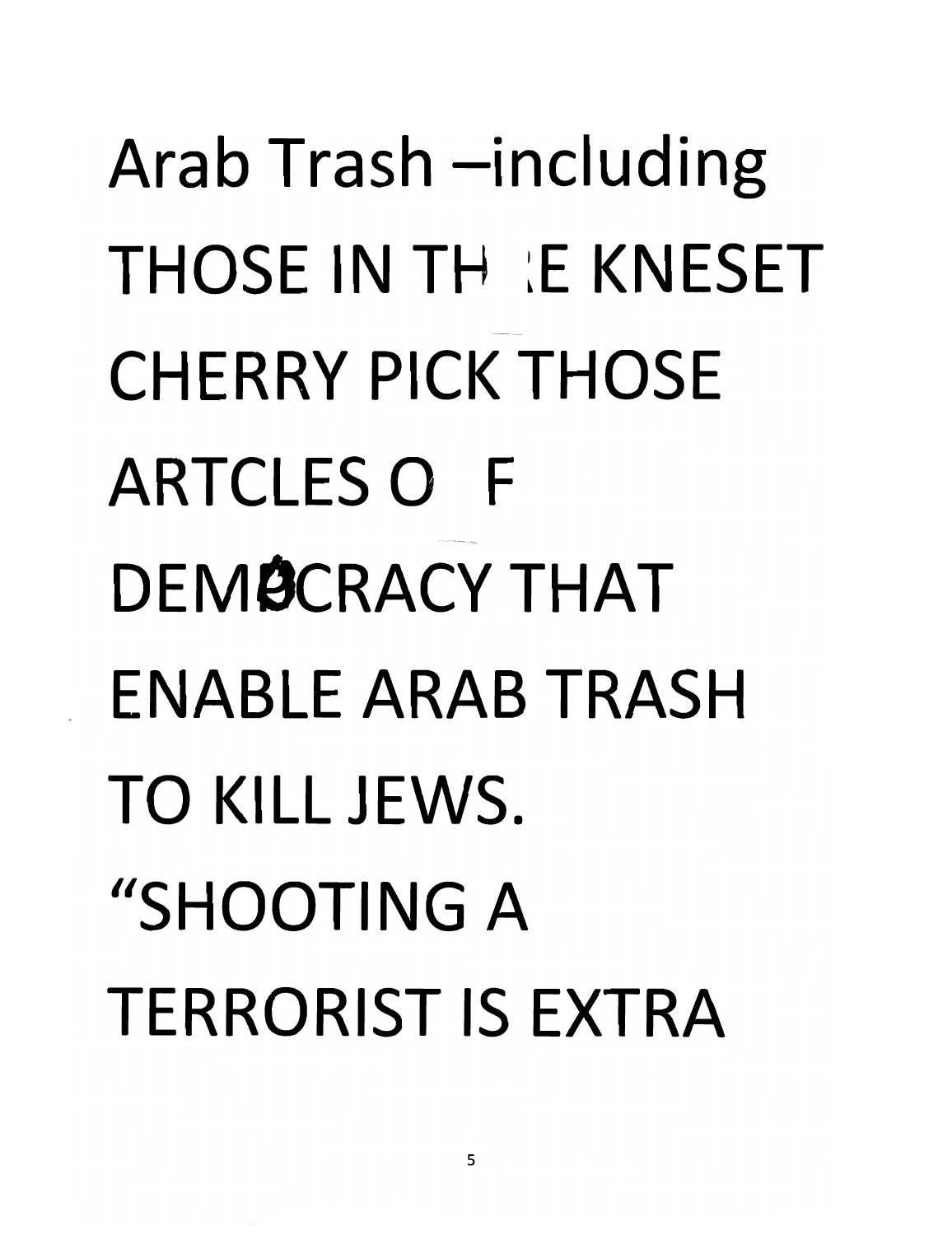Arab Trash –including THOSE IN THE KNESET CHERRY PICK THOSE ARTCLES OF DEMOCRACY THAT ENABLE ARAB TRASH TO KILL JEWS.

"SHOOTING A TERRORIST IS EXTRA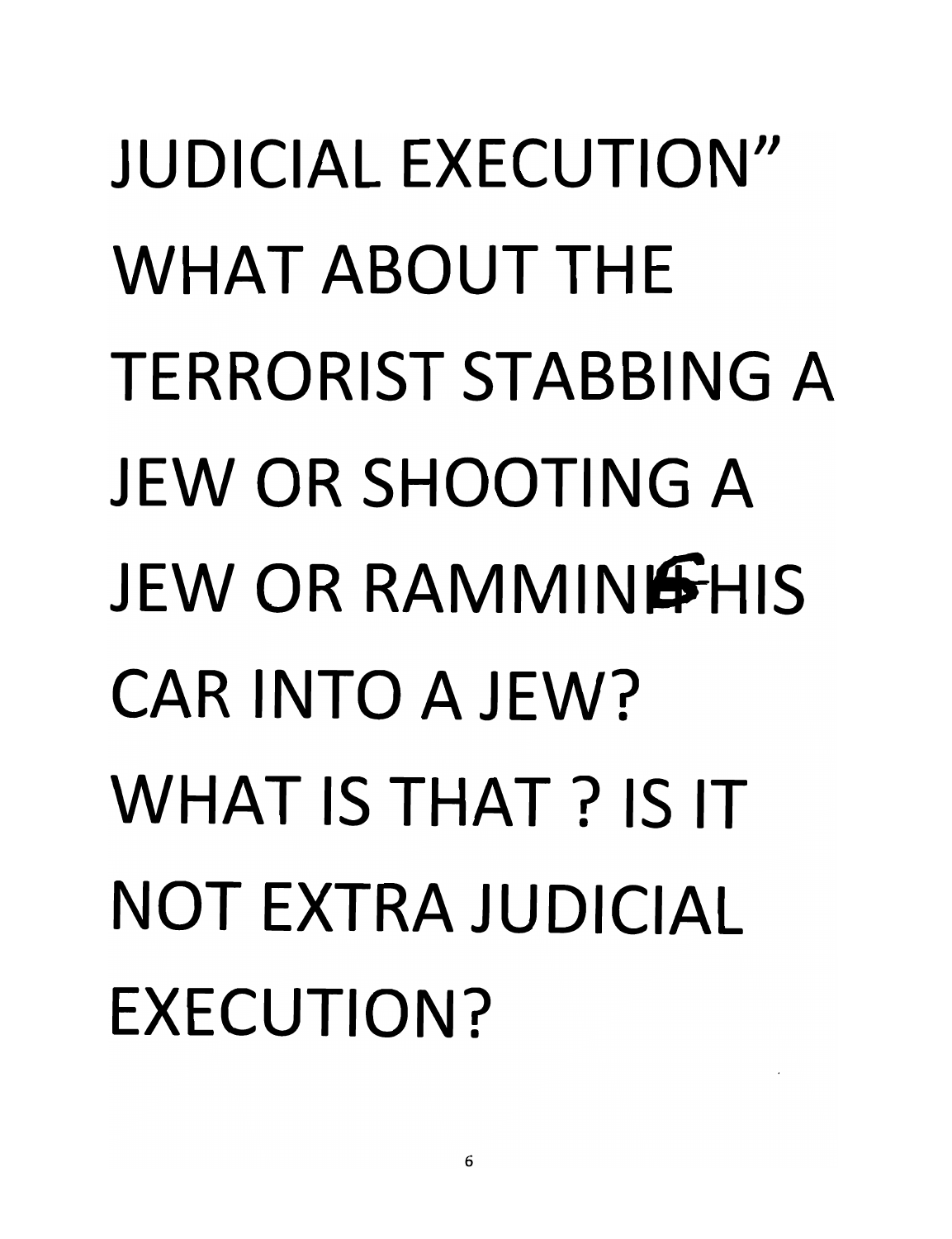JUDICIAL EXECUTION" WHAT ABOUT THE TERRORIST STABBING A JEW OR SHOOTING A JEW OR RAMMING HIS CAR INTO A JEW? WHAT IS THAT ? IS IT NOT EXTRA JUDICIAL EXECUTION?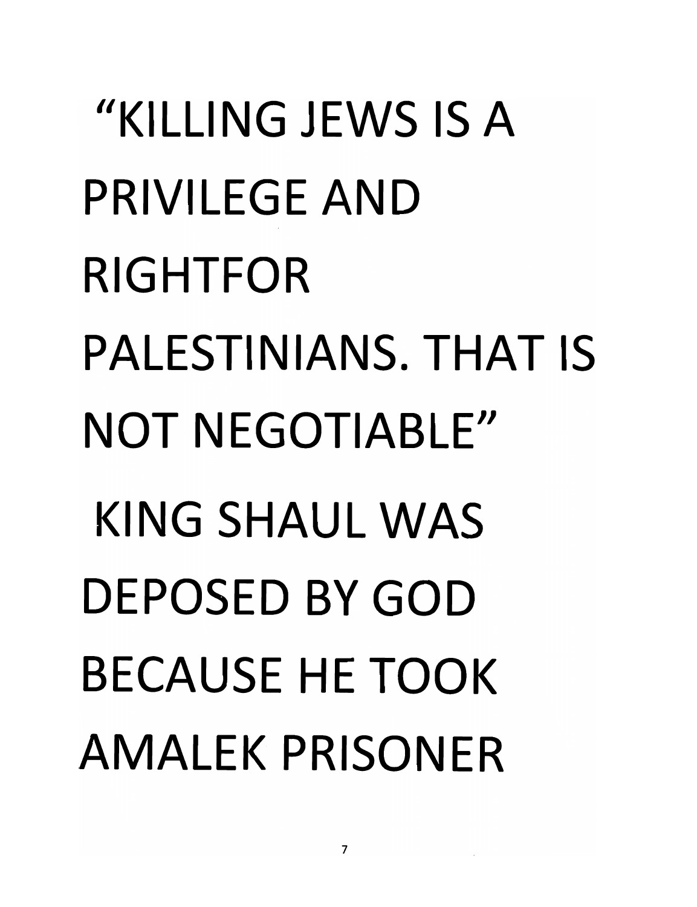"KILLING JEWS IS A PRIVILEGE AND RIGHTFOR PALESTINIANS. THAT IS NOT NEGOTIABLE"

KING SHAUL WAS DEPOSED BY GOD BECAUSE HE TOOK AMALEK PRISONER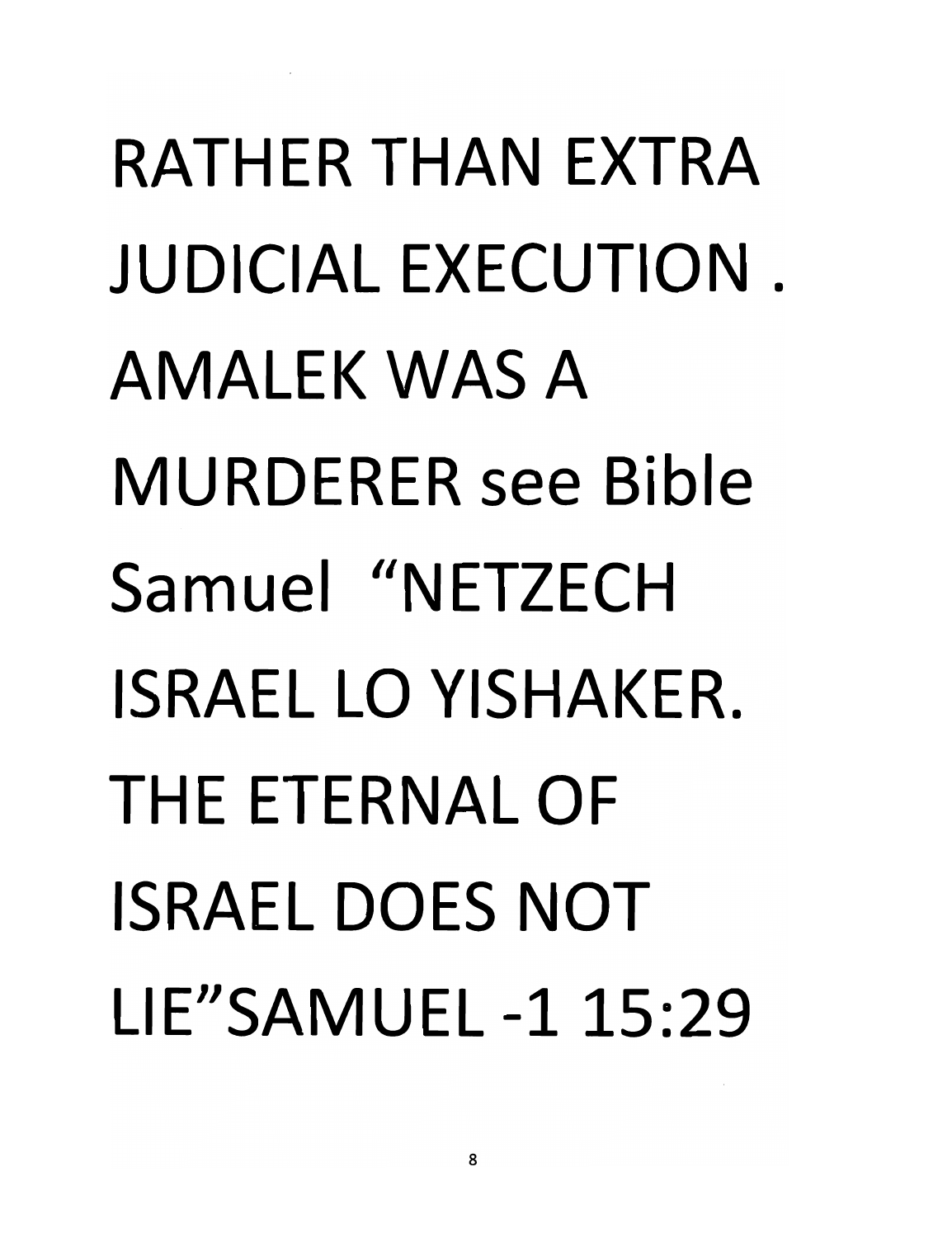RATHER THAN EXTRA JUDICIAL EXECUTION . AMALEK WAS A MURDERER see Bible Samuel “NETZECH ISRAEL LO YISHAKER. THE ETERNAL OF ISRAEL DOES NOT LIE”SAMUEL -1 15:29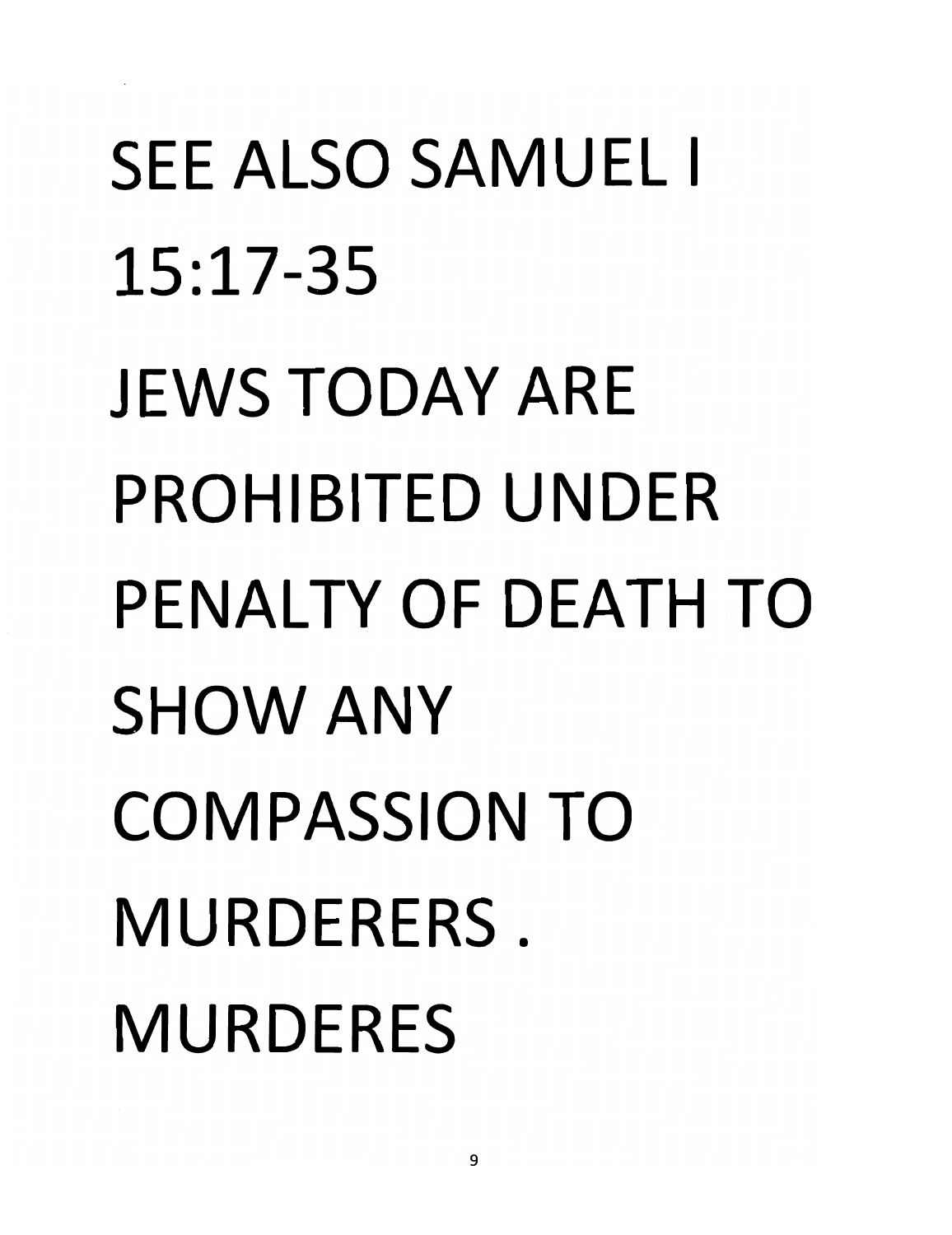SEE ALSO SAMUEL I 15:17-35

JEWS TODAY ARE PROHIBITED UNDER PENALTY OF DEATH TO SHOW ANY COMPASSION TO MURDERERS . MURDERES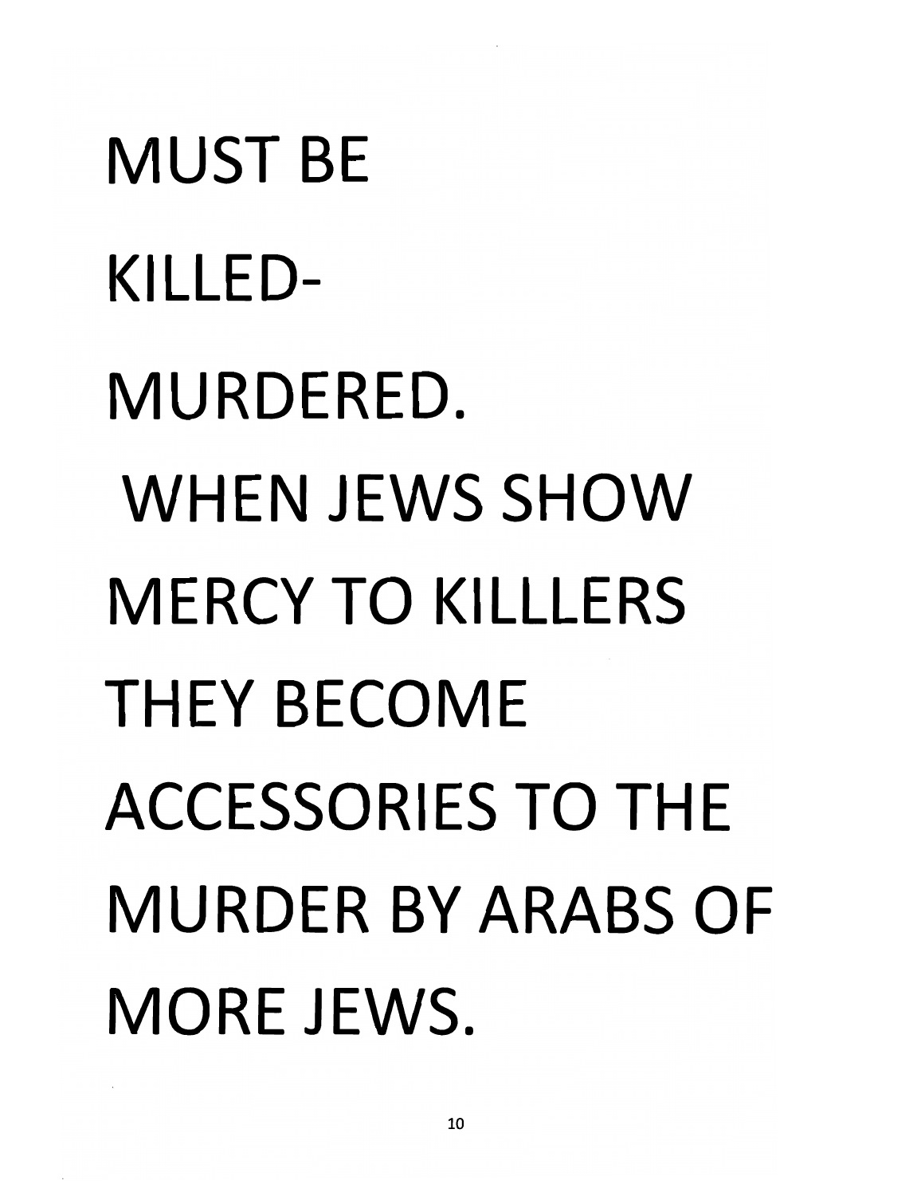MUST BE

KILLED-

MURDERED.

WHEN JEWS SHOW

MERCY TO KILLLERS

THEY BECOME

ACCESSORIES TO THE

MURDER BY ARABS OF

MORE JEWS.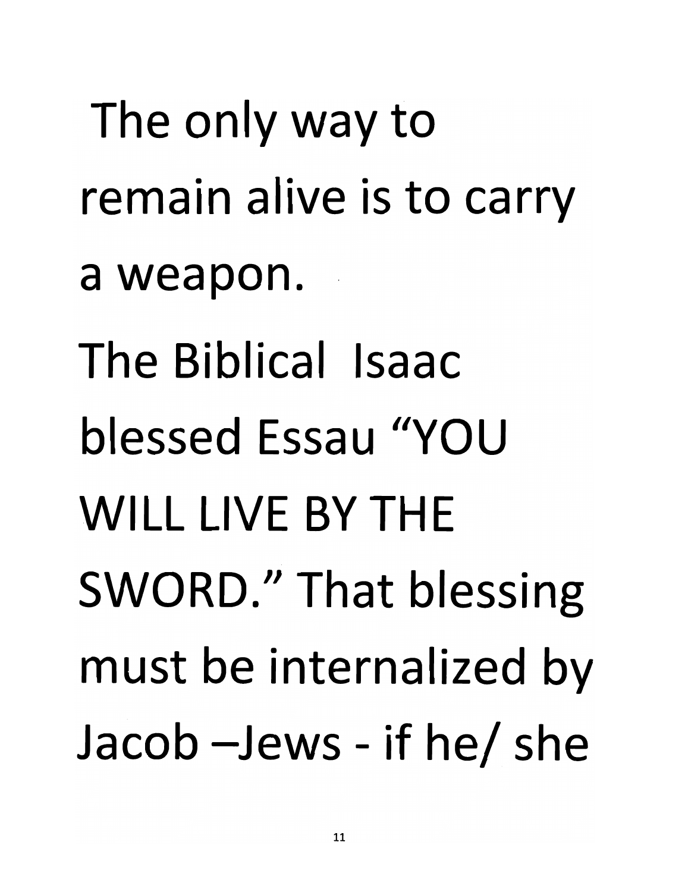The only way to remain alive is to carry a weapon.

The Biblical Isaac blessed Essau "YOU WILL LIVE BY THE SWORD." That blessing must be internalized by Jacob –Jews - if he/ she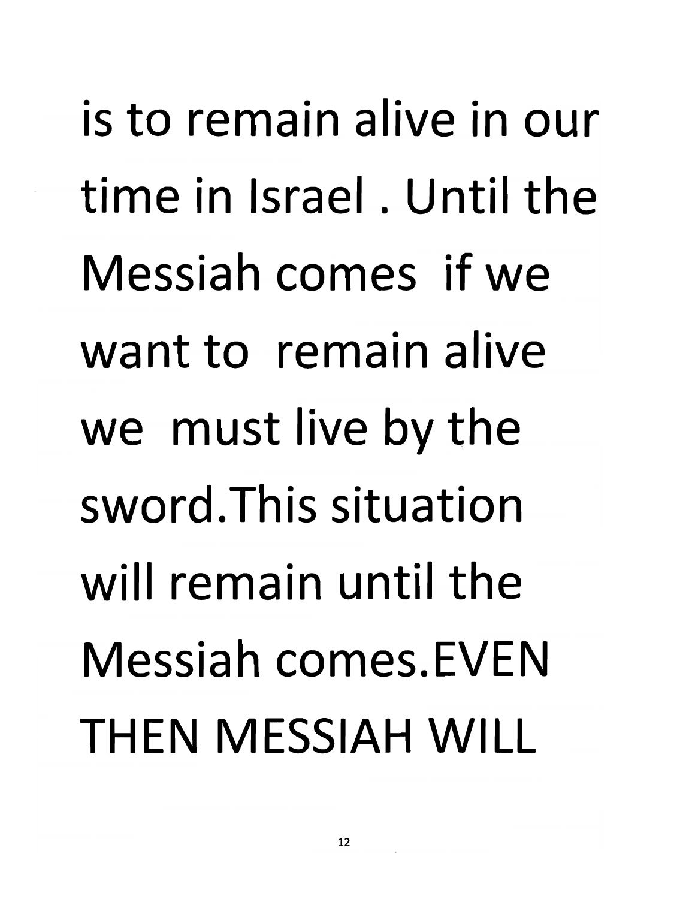is to remain alive in our time in Israel . Until the Messiah comes if we want to remain alive we must live by the sword.This situation will remain until the Messiah comes.EVEN THEN MESSIAH WILL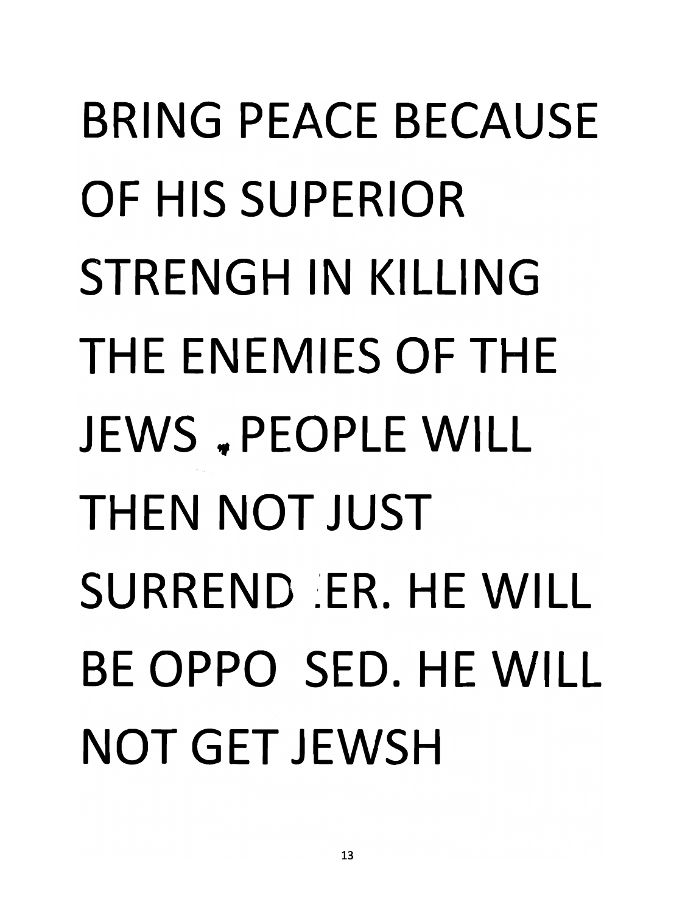BRING PEACE BECAUSE OF HIS SUPERIOR STRENGH IN KILLING THE ENEMIES OF THE JEWS . PEOPLE WILL THEN NOT JUST SURREND ER. HE WILL BE OPPO SED. HE WILL NOT GET JEWSH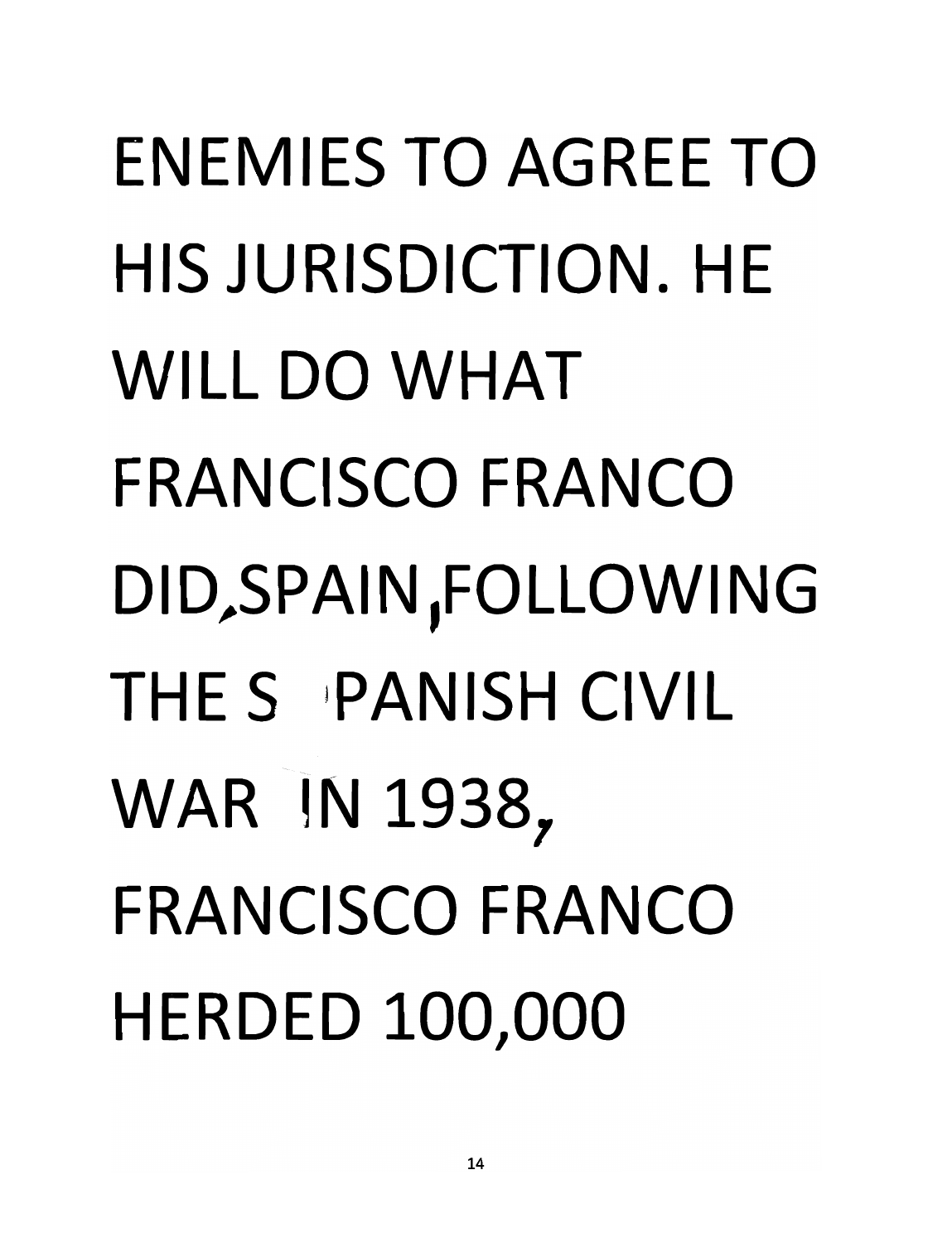ENEMIES TO AGREE TO HIS JURISDICTION. HE WILL DO WHAT FRANCISCO FRANCO DID,SPAIN,FOLLOWING THE SPANISH CIVIL WAR IN 1938, FRANCISCO FRANCO HERDED 100,000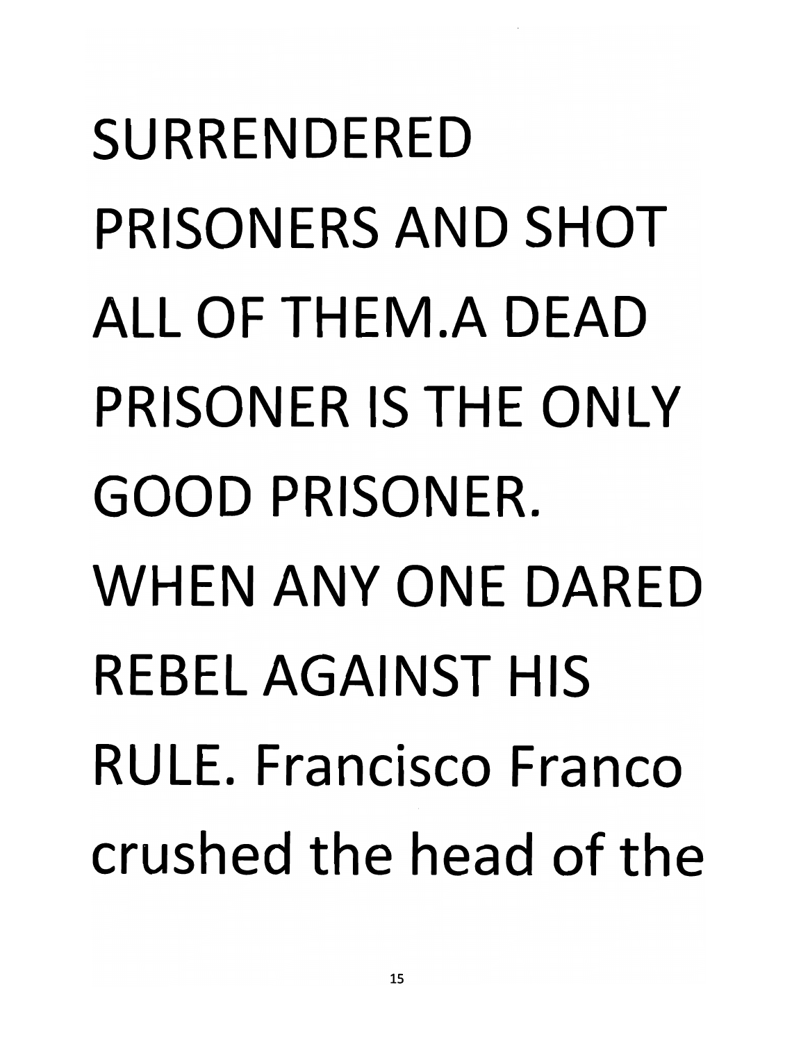SURRENDERED PRISONERS AND SHOT ALL OF THEM.A DEAD PRISONER IS THE ONLY GOOD PRISONER. WHEN ANY ONE DARED REBEL AGAINST HIS RULE. Francisco Franco crushed the head of the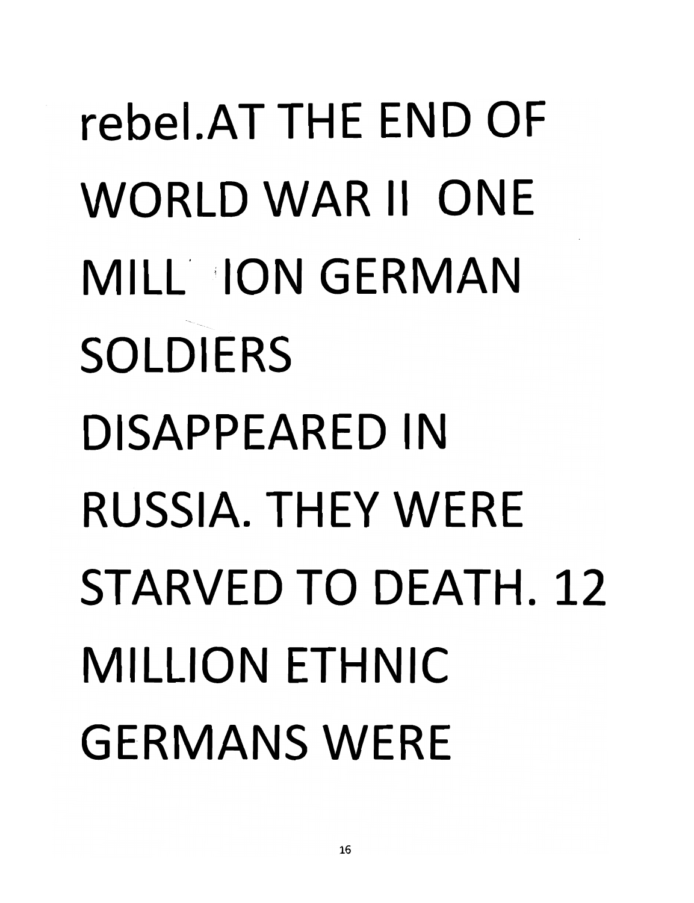rebel.AT THE END OF WORLD WAR II ONE MILL ION GERMAN SOLDIERS DISAPPEARED IN RUSSIA. THEY WERE STARVED TO DEATH. 12 MILLION ETHNIC GERMANS WERE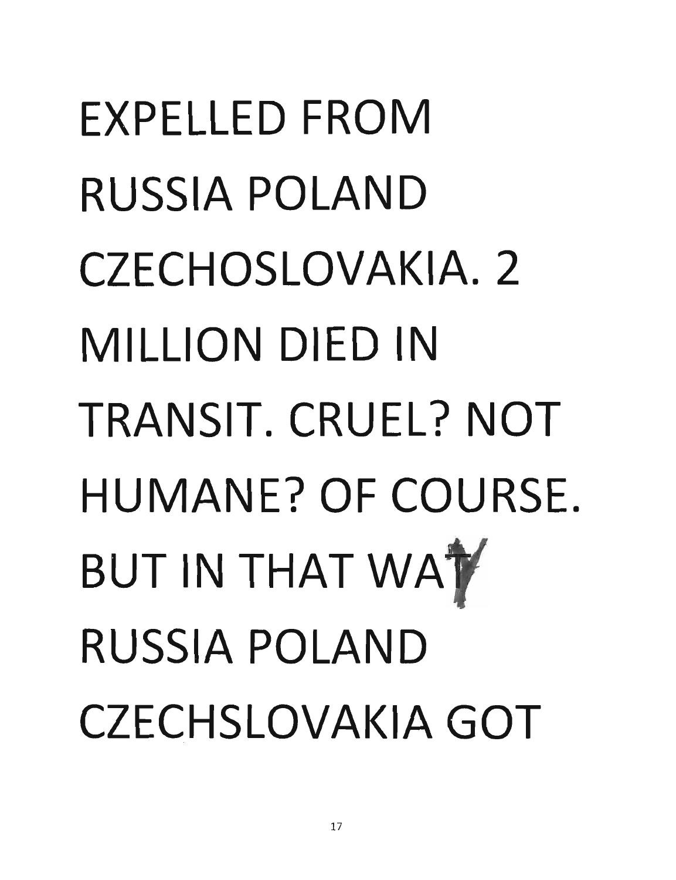EXPELLED FROM RUSSIA POLAND CZECHOSLOVAKIA. 2 MILLION DIED IN TRANSIT. CRUEL? NOT HUMANE? OF COURSE. BUT IN THAT WAY RUSSIA POLAND CZECHSLOVAKIA GOT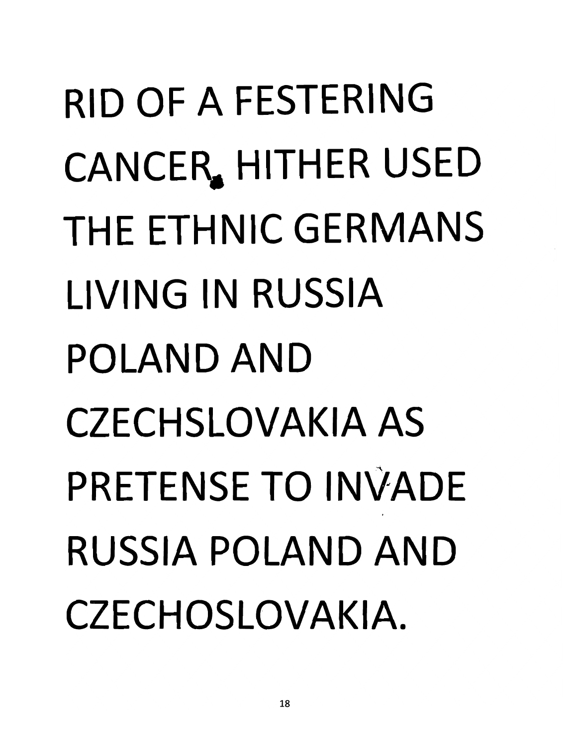RID OF A FESTERING CANCER. HITHER USED THE ETHNIC GERMANS LIVING IN RUSSIA POLAND AND CZECHSLOVAKIA AS PRETENSE TO INVADE RUSSIA POLAND AND CZECHOSLOVAKIA.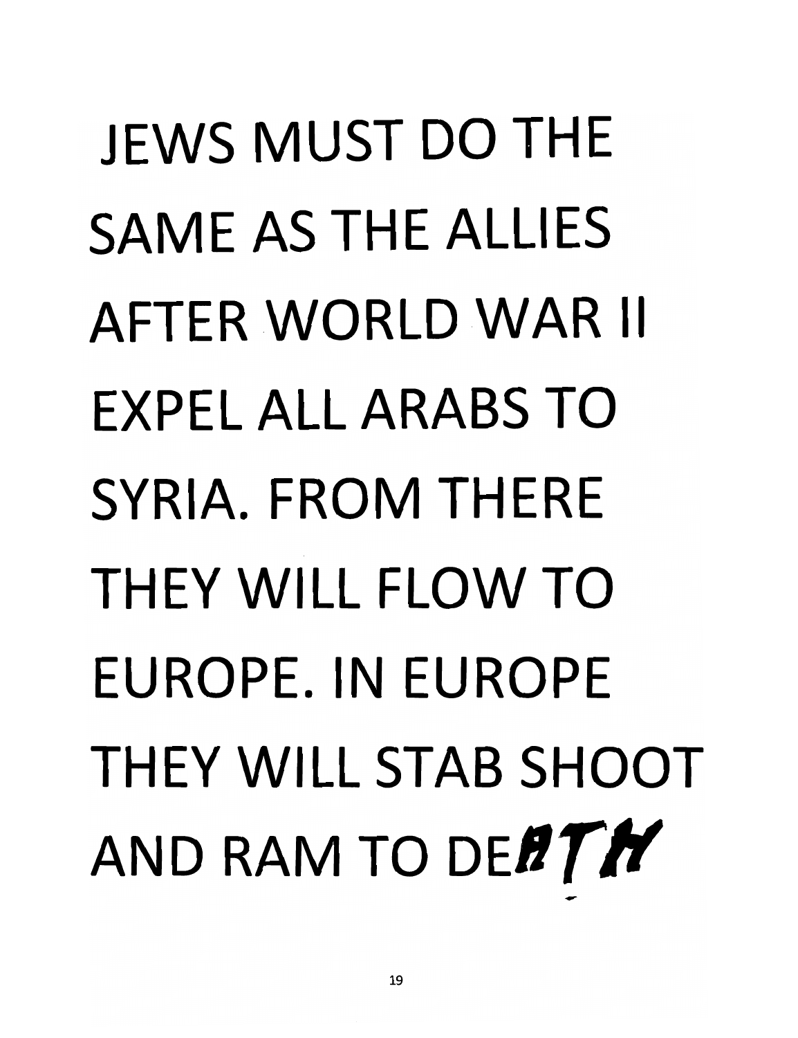JEWS MUST DO THE SAME AS THE ALLIES AFTER WORLD WAR II EXPEL ALL ARABS TO SYRIA. FROM THERE THEY WILL FLOW TO EUROPE. IN EUROPE THEY WILL STAB SHOOT AND RAM TO DEATH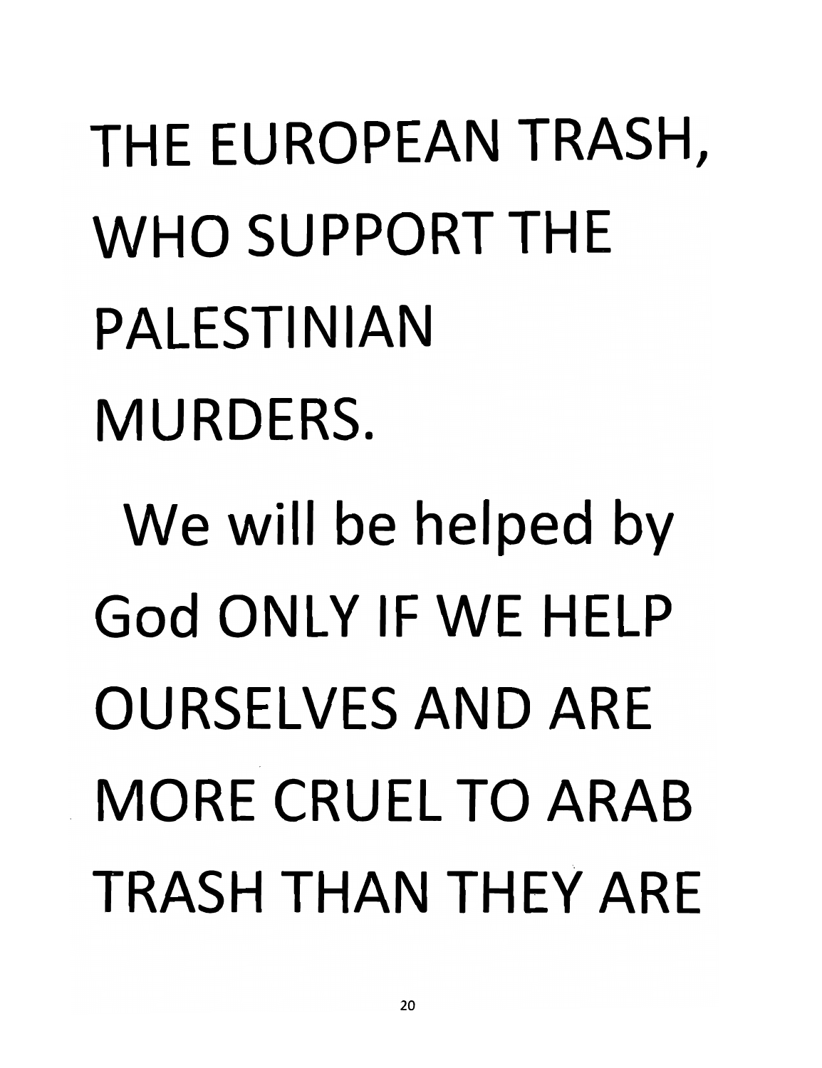THE EUROPEAN TRASH, WHO SUPPORT THE PALESTINIAN MURDERS.

We will be helped by God ONLY IF WE HELP OURSELVES AND ARE MORE CRUEL TO ARAB TRASH THAN THEY ARE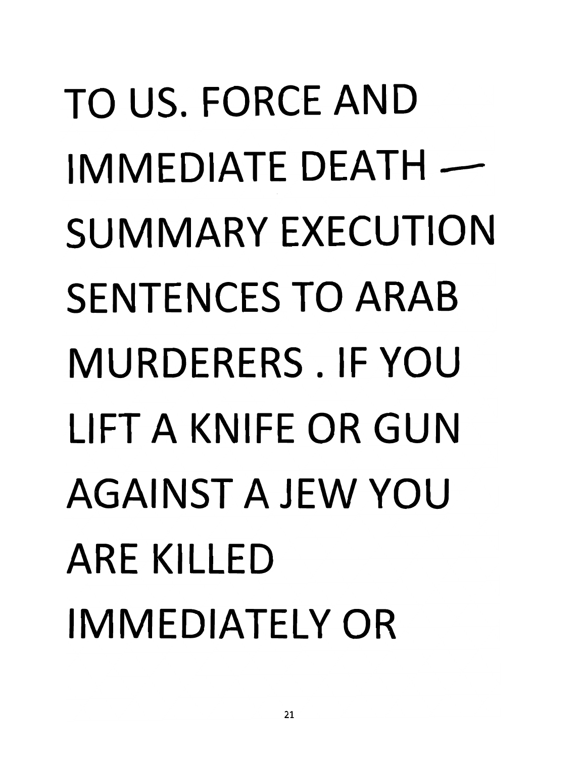TO US. FORCE AND IMMEDIATE DEATH — SUMMARY EXECUTION SENTENCES TO ARAB MURDERERS . IF YOU LIFT A KNIFE OR GUN AGAINST A JEW YOU ARE KILLED IMMEDIATELY OR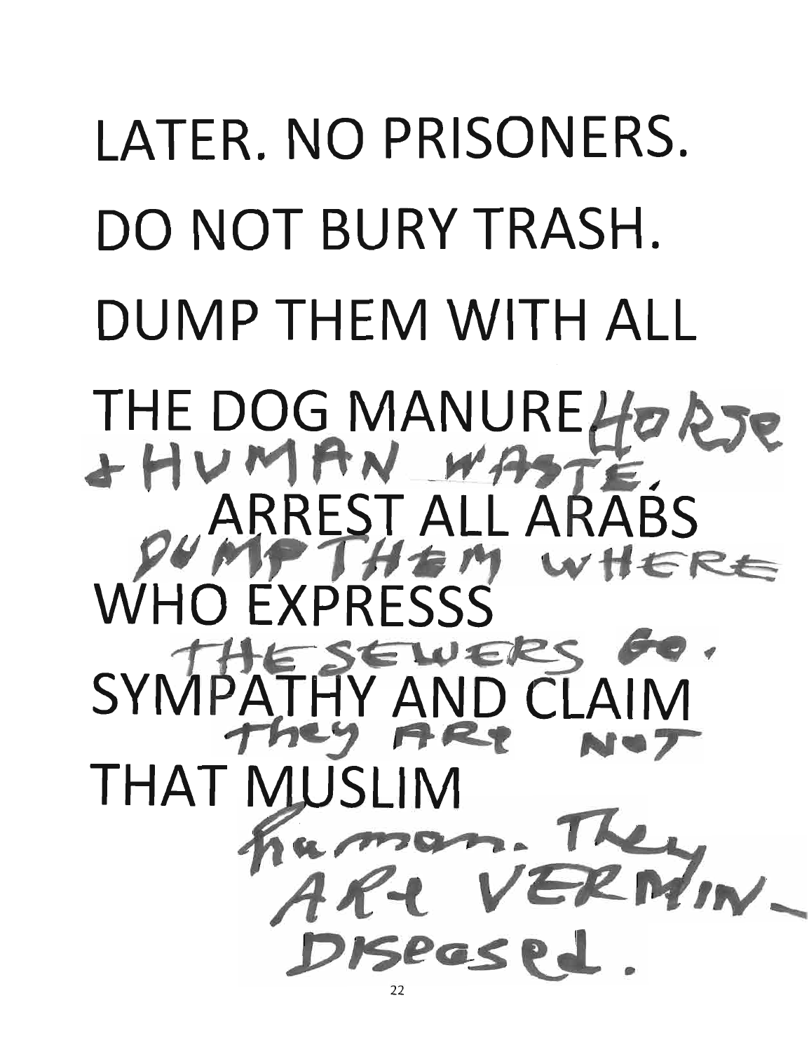LATER. NO PRISONERS.

DO NOT BURY TRASH.

DUMP THEM WITH ALL

THE DOG MANURE, HORSE

& HUMAN WASTE.

ARREST ALL ARABS

DUMP THEM WHERE

WHO EXPRESSS

THE SEWERS GO.

SYMPATHY AND CLAIM

they ARE NOT

THAT MUSLIM

human. They

ARE VERMIN-

Diseased.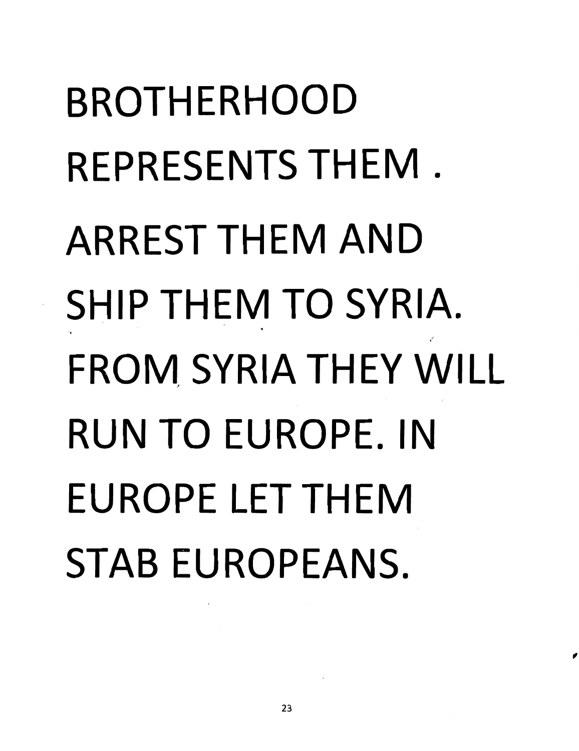BROTHERHOOD REPRESENTS THEM . ARREST THEM AND SHIP THEM TO SYRIA. FROM SYRIA THEY WILL RUN TO EUROPE. IN EUROPE LET THEM STAB EUROPEANS.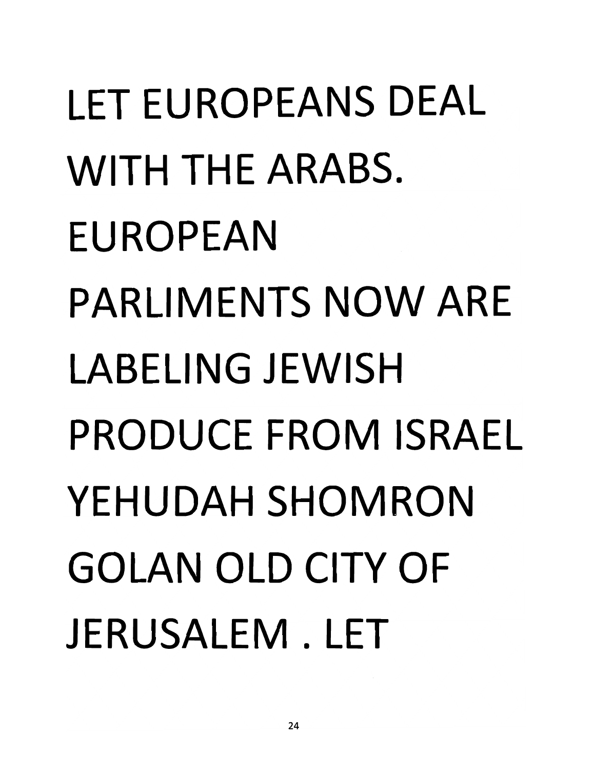LET EUROPEANS DEAL WITH THE ARABS. EUROPEAN PARLIMENTS NOW ARE LABELING JEWISH PRODUCE FROM ISRAEL YEHUDAH SHOMRON GOLAN OLD CITY OF JERUSALEM . LET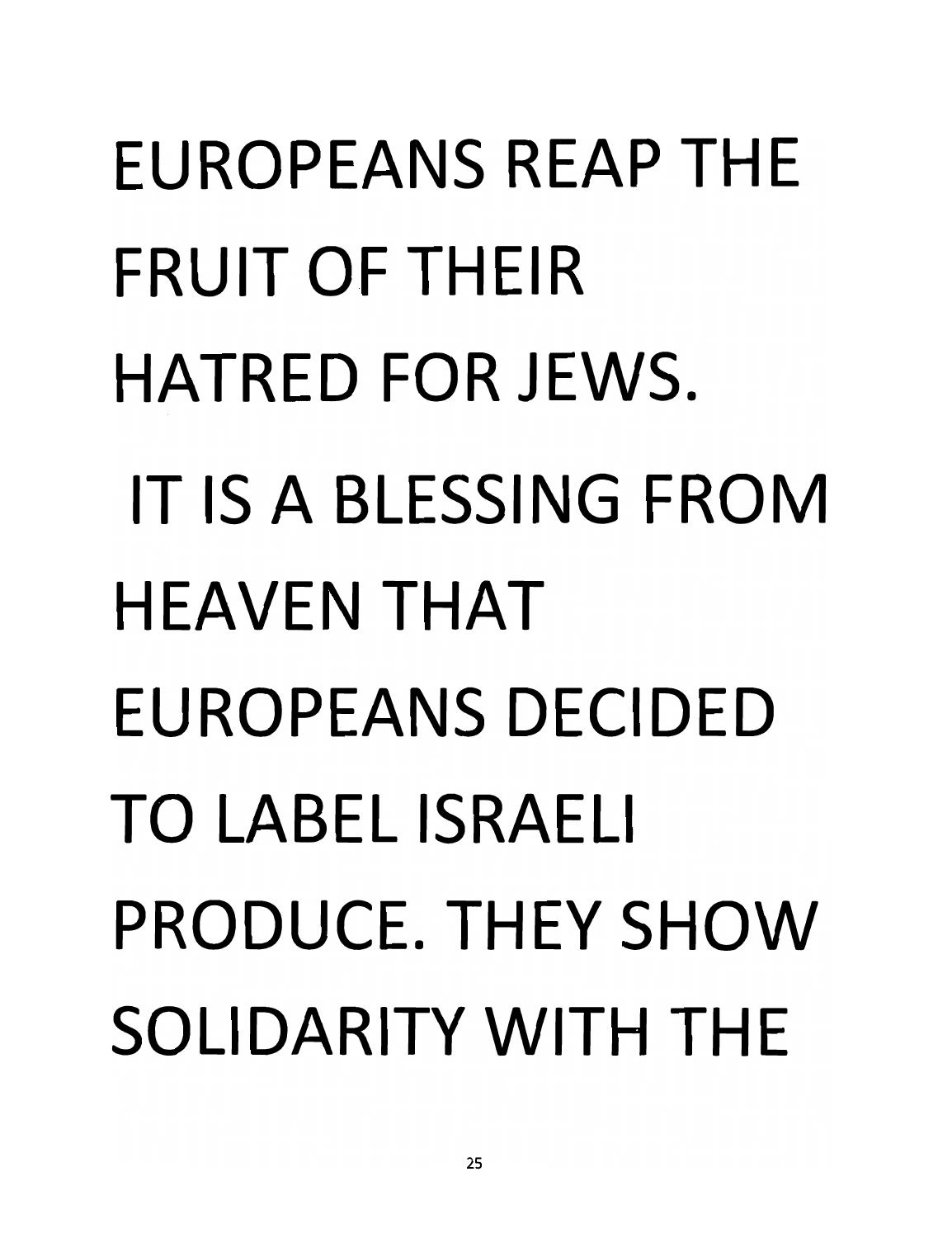EUROPEANS REAP THE FRUIT OF THEIR HATRED FOR JEWS.

IT IS A BLESSING FROM HEAVEN THAT EUROPEANS DECIDED TO LABEL ISRAELI PRODUCE. THEY SHOW SOLIDARITY WITH THE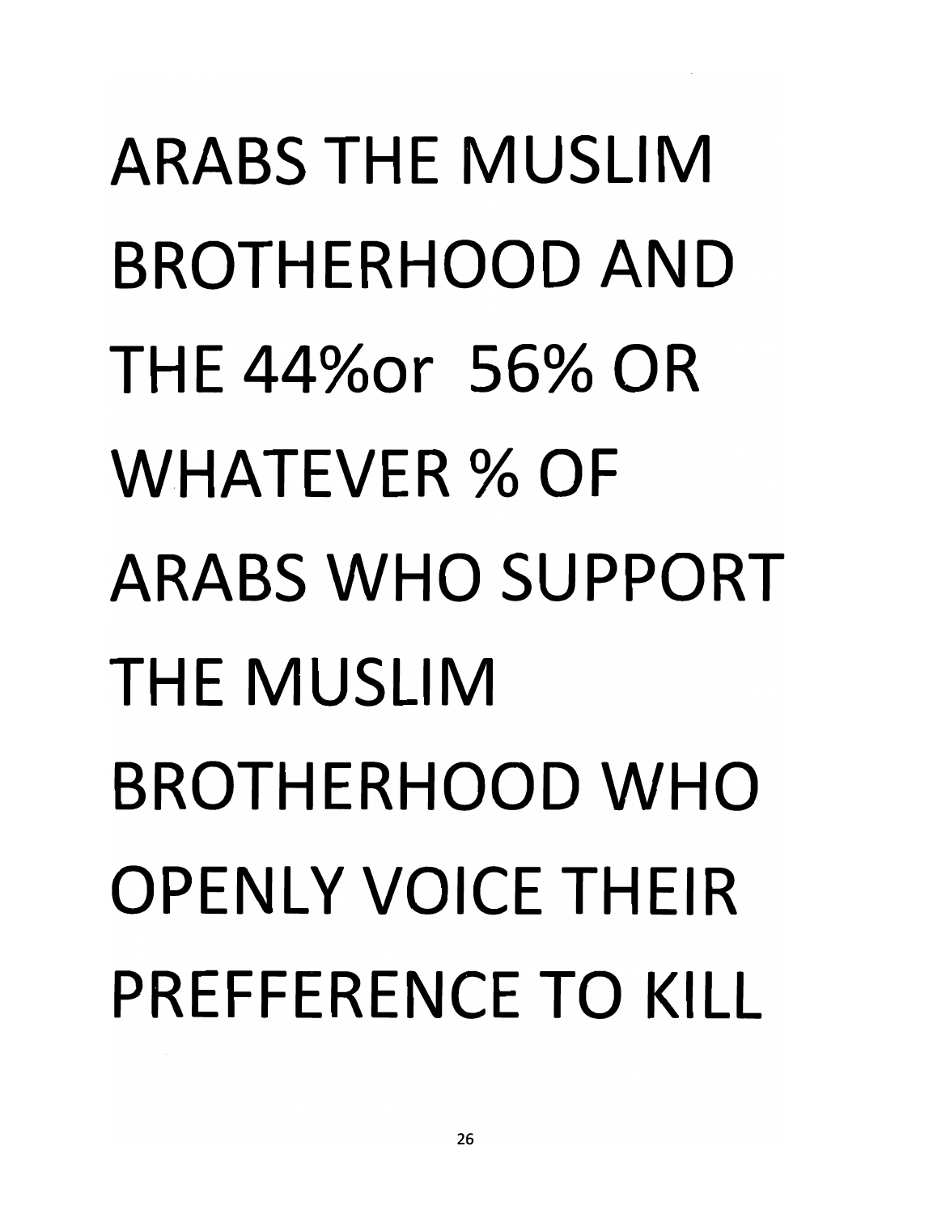ARABS THE MUSLIM BROTHERHOOD AND THE 44%or 56% OR WHATEVER % OF ARABS WHO SUPPORT THE MUSLIM BROTHERHOOD WHO OPENLY VOICE THEIR PREFFERENCE TO KILL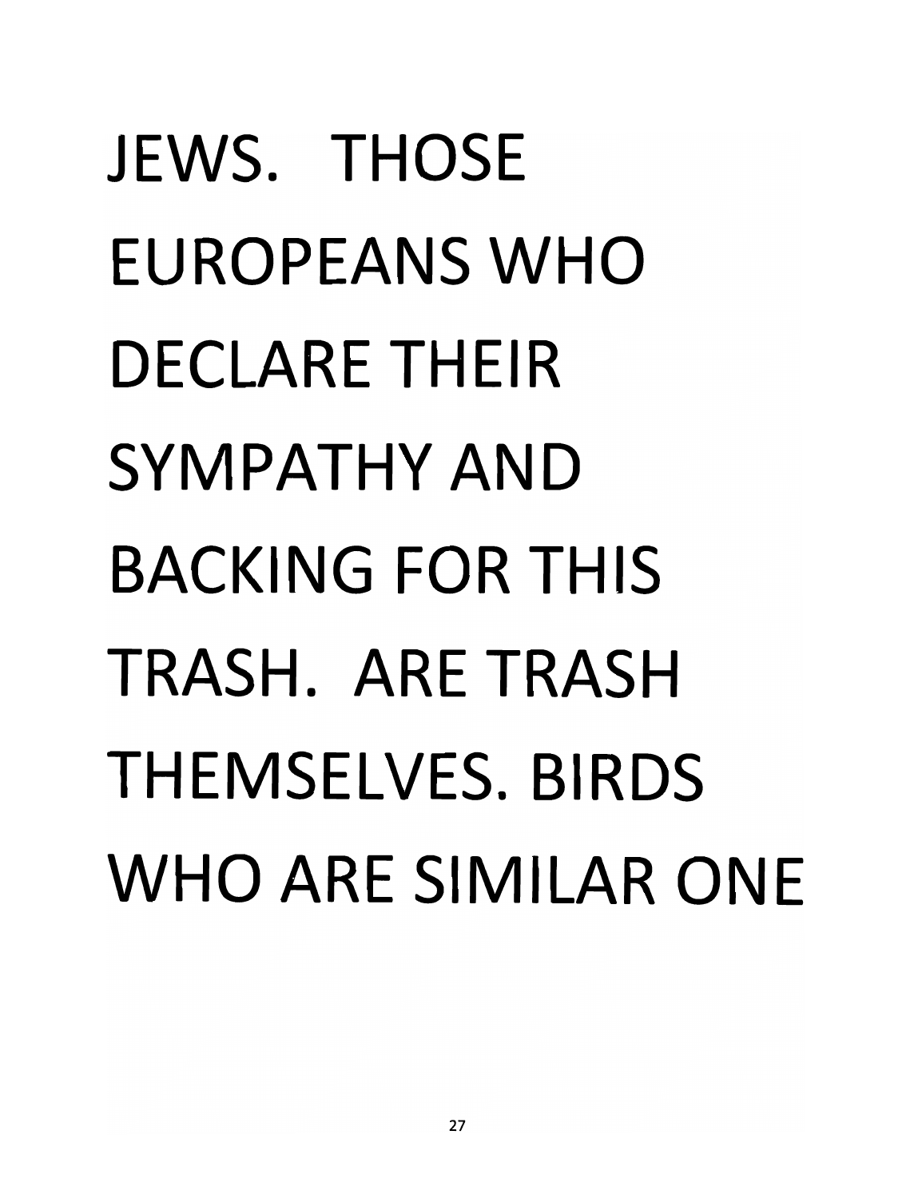JEWS. THOSE EUROPEANS WHO DECLARE THEIR SYMPATHY AND BACKING FOR THIS TRASH. ARE TRASH THEMSELVES. BIRDS WHO ARE SIMILAR ONE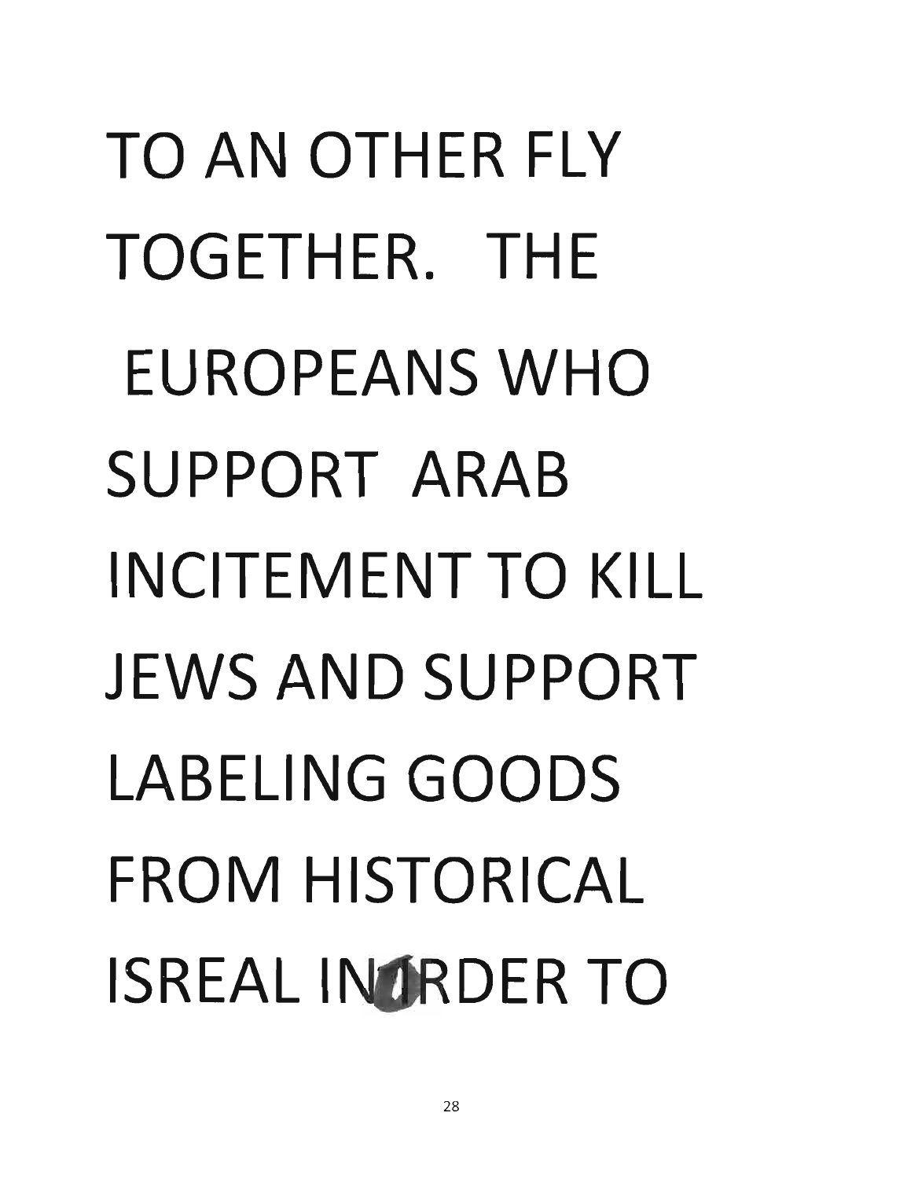TO AN OTHER FLY TOGETHER. THE EUROPEANS WHO SUPPORT ARAB INCITEMENT TO KILL JEWS AND SUPPORT LABELING GOODS FROM HISTORICAL ISREAL IN ORDER TO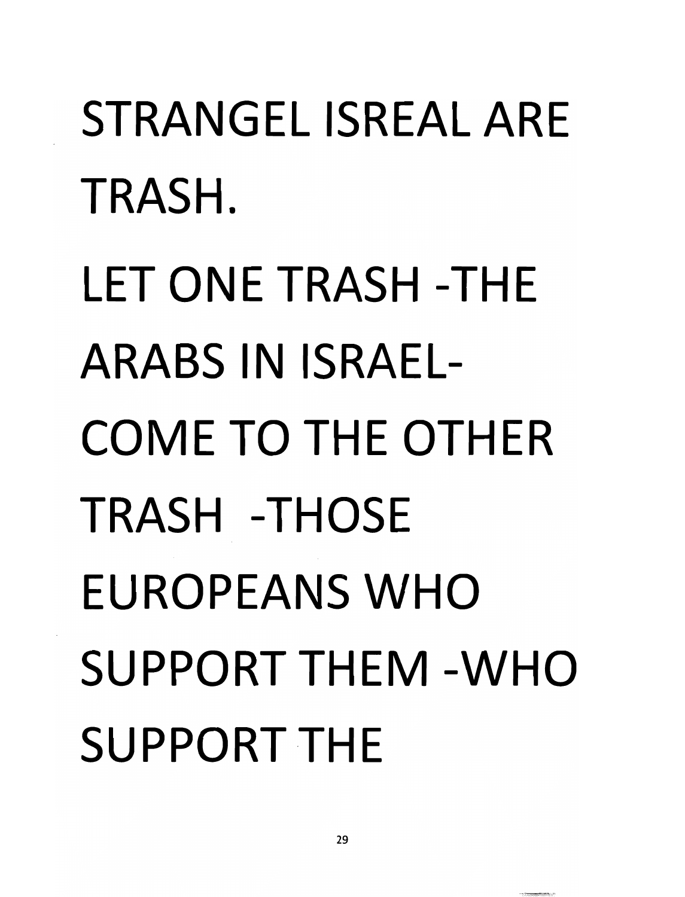STRANGEL ISREAL ARE TRASH.

LET ONE TRASH -THE ARABS IN ISRAEL- COME TO THE OTHER TRASH -THOSE EUROPEANS WHO SUPPORT THEM -WHO SUPPORT THE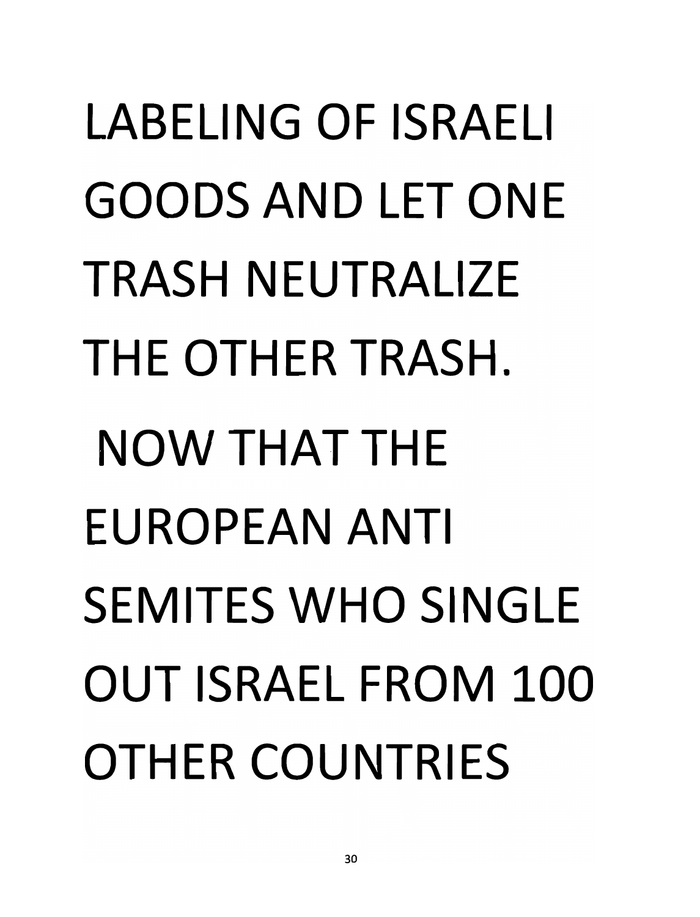LABELING OF ISRAELI GOODS AND LET ONE TRASH NEUTRALIZE THE OTHER TRASH.

NOW THAT THE EUROPEAN ANTI SEMITES WHO SINGLE OUT ISRAEL FROM 100 OTHER COUNTRIES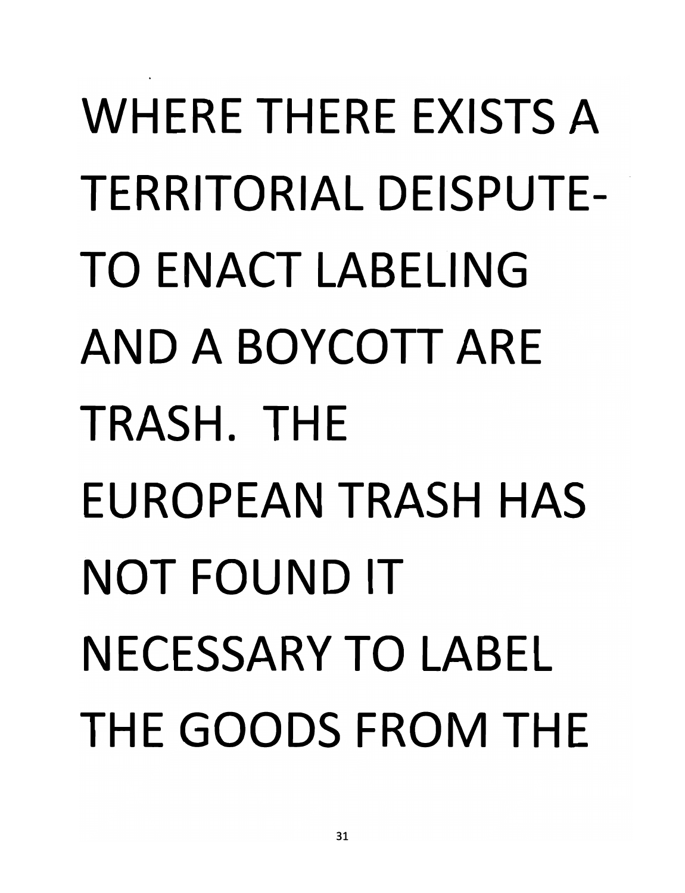WHERE THERE EXISTS A TERRITORIAL DEISPUTE-TO ENACT LABELING AND A BOYCOTT ARE TRASH. THE EUROPEAN TRASH HAS NOT FOUND IT NECESSARY TO LABEL THE GOODS FROM THE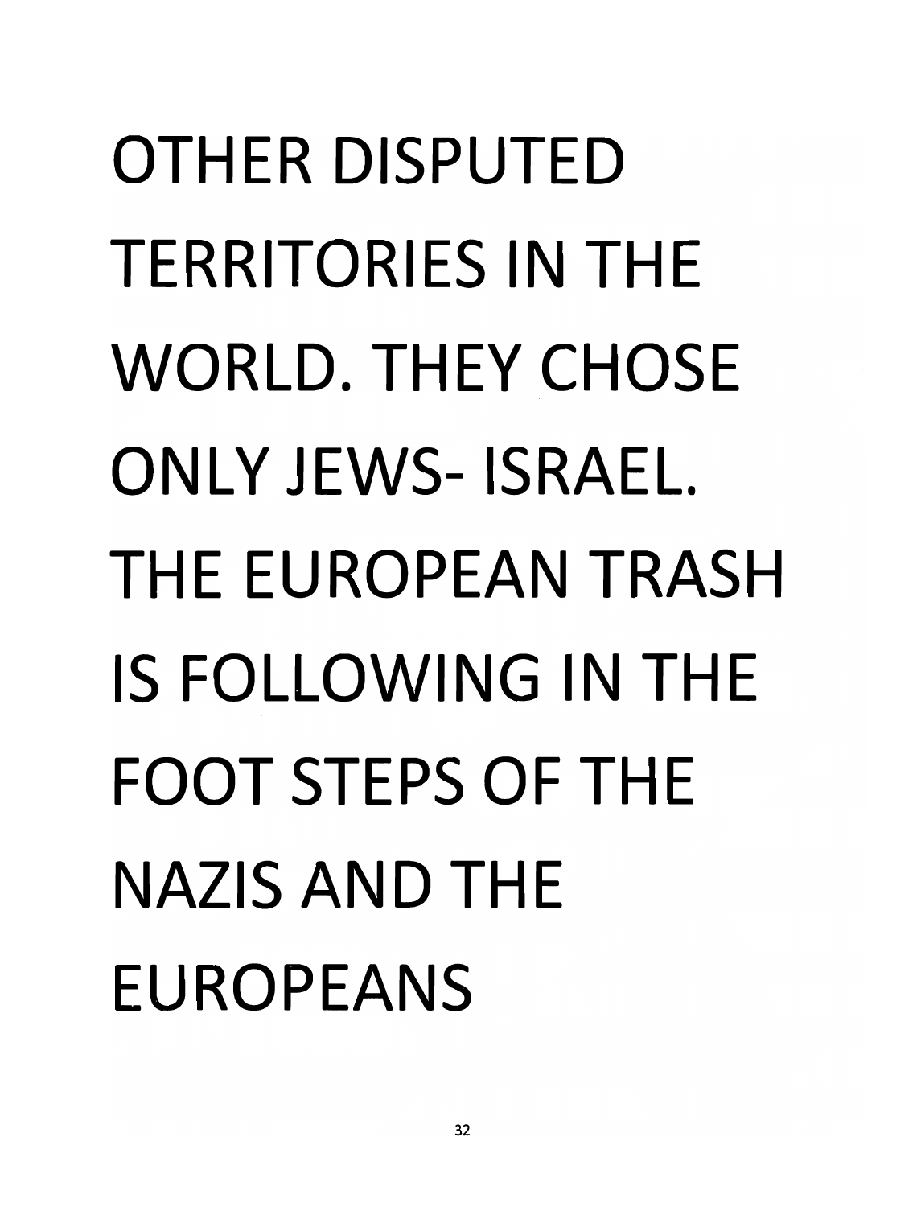OTHER DISPUTED TERRITORIES IN THE WORLD. THEY CHOSE ONLY JEWS- ISRAEL. THE EUROPEAN TRASH IS FOLLOWING IN THE FOOT STEPS OF THE NAZIS AND THE EUROPEANS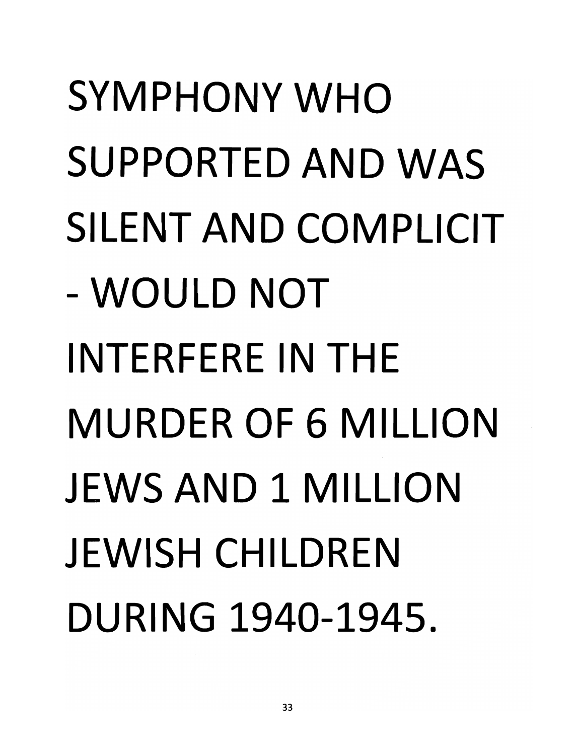SYMPHONY WHO SUPPORTED AND WAS SILENT AND COMPLICIT - WOULD NOT INTERFERE IN THE MURDER OF 6 MILLION JEWS AND 1 MILLION JEWISH CHILDREN DURING 1940-1945.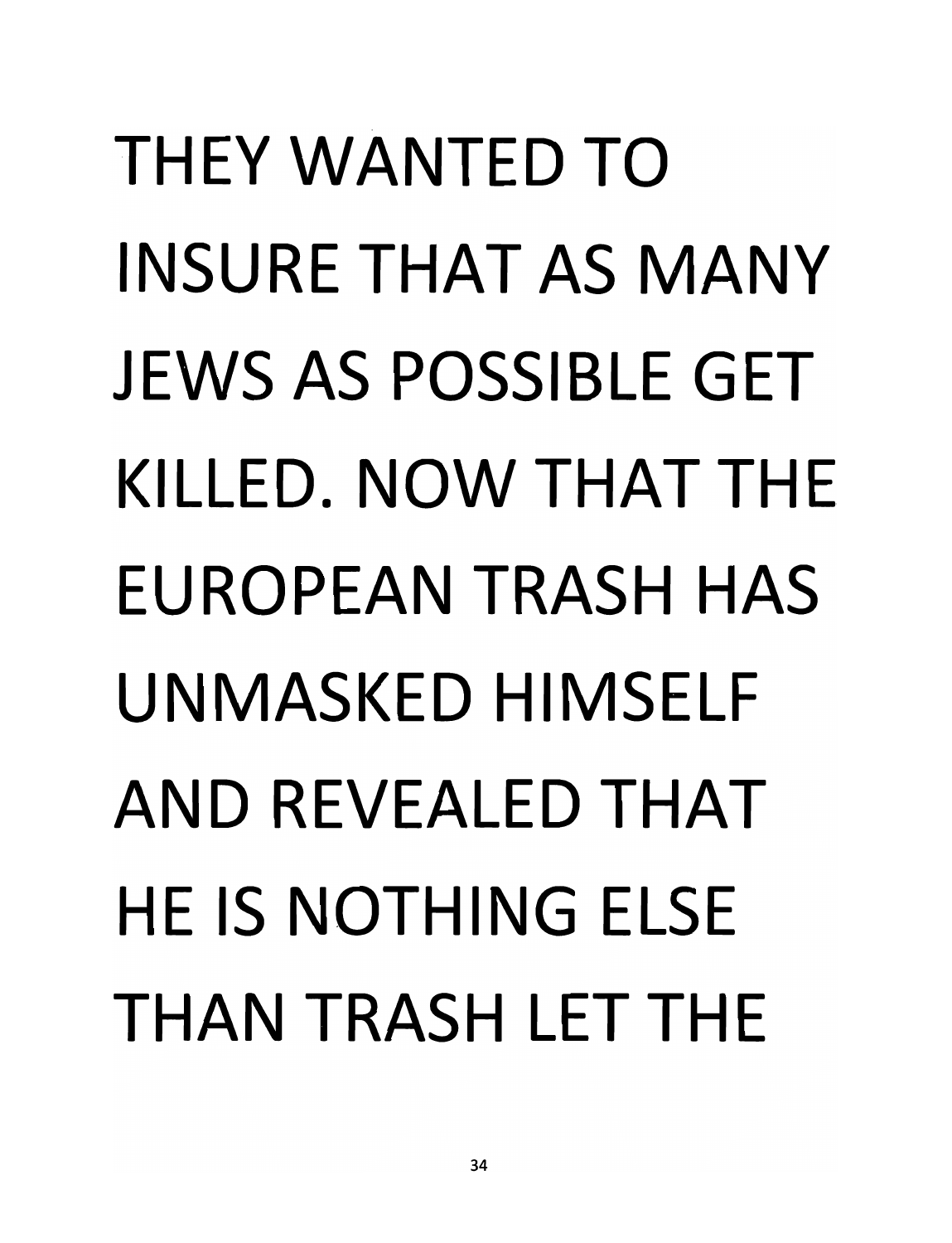THEY WANTED TO INSURE THAT AS MANY JEWS AS POSSIBLE GET KILLED. NOW THAT THE EUROPEAN TRASH HAS UNMASKED HIMSELF AND REVEALED THAT HE IS NOTHING ELSE THAN TRASH LET THE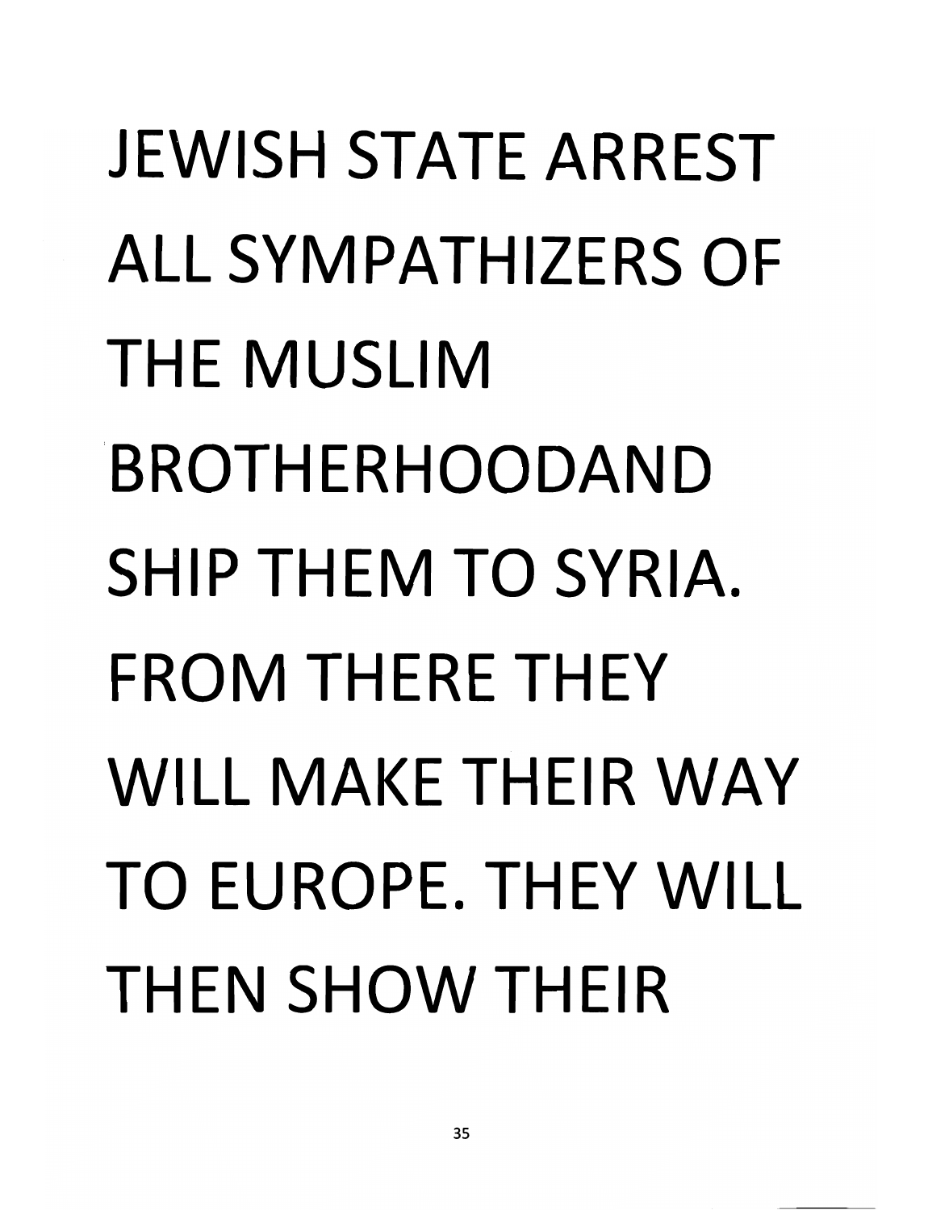JEWISH STATE ARREST ALL SYMPATHIZERS OF THE MUSLIM BROTHERHOODAND SHIP THEM TO SYRIA. FROM THERE THEY WILL MAKE THEIR WAY TO EUROPE. THEY WILL THEN SHOW THEIR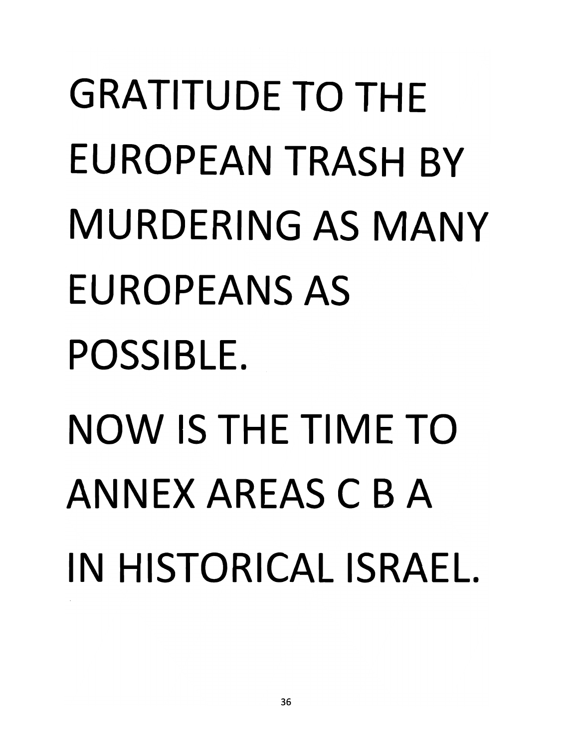GRATITUDE TO THE EUROPEAN TRASH BY MURDERING AS MANY EUROPEANS AS POSSIBLE.

NOW IS THE TIME TO ANNEX AREAS C B A IN HISTORICAL ISRAEL.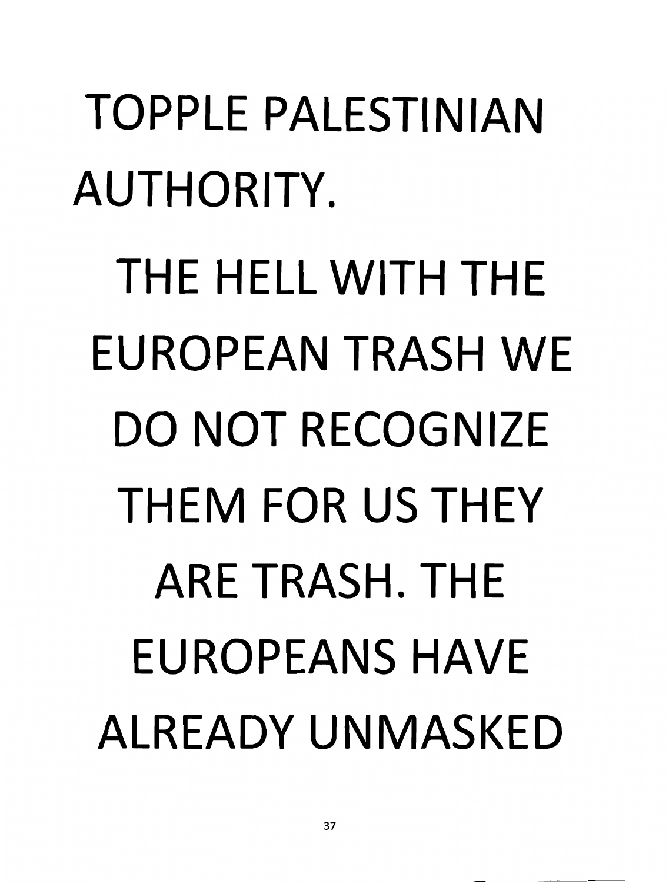TOPPLE PALESTINIAN AUTHORITY.

THE HELL WITH THE EUROPEAN TRASH WE DO NOT RECOGNIZE THEM FOR US THEY ARE TRASH. THE EUROPEANS HAVE ALREADY UNMASKED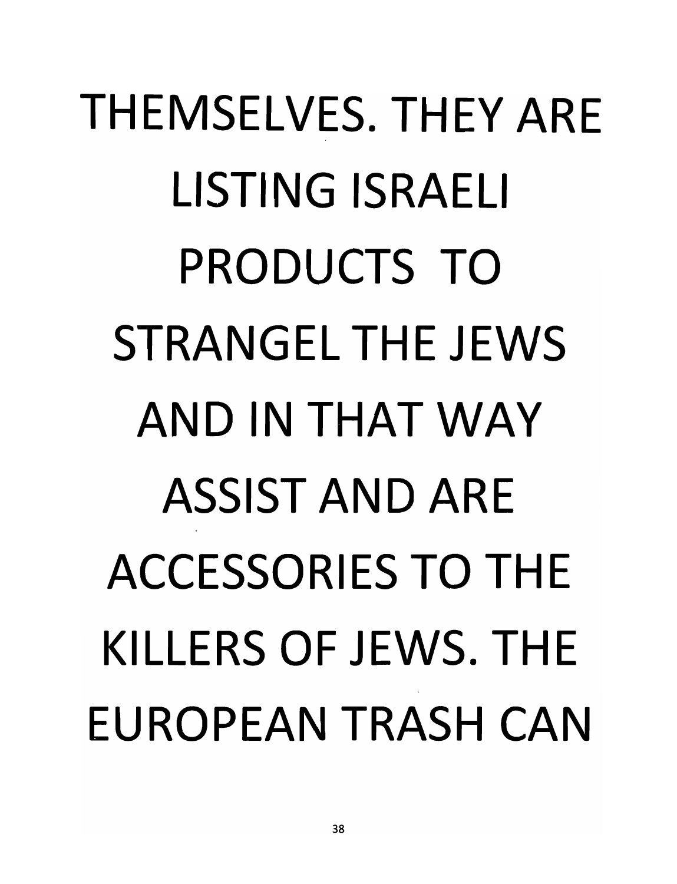THEMSELVES. THEY ARE LISTING ISRAELI PRODUCTS TO STRANGEL THE JEWS AND IN THAT WAY ASSIST AND ARE ACCESSORIES TO THE KILLERS OF JEWS. THE EUROPEAN TRASH CAN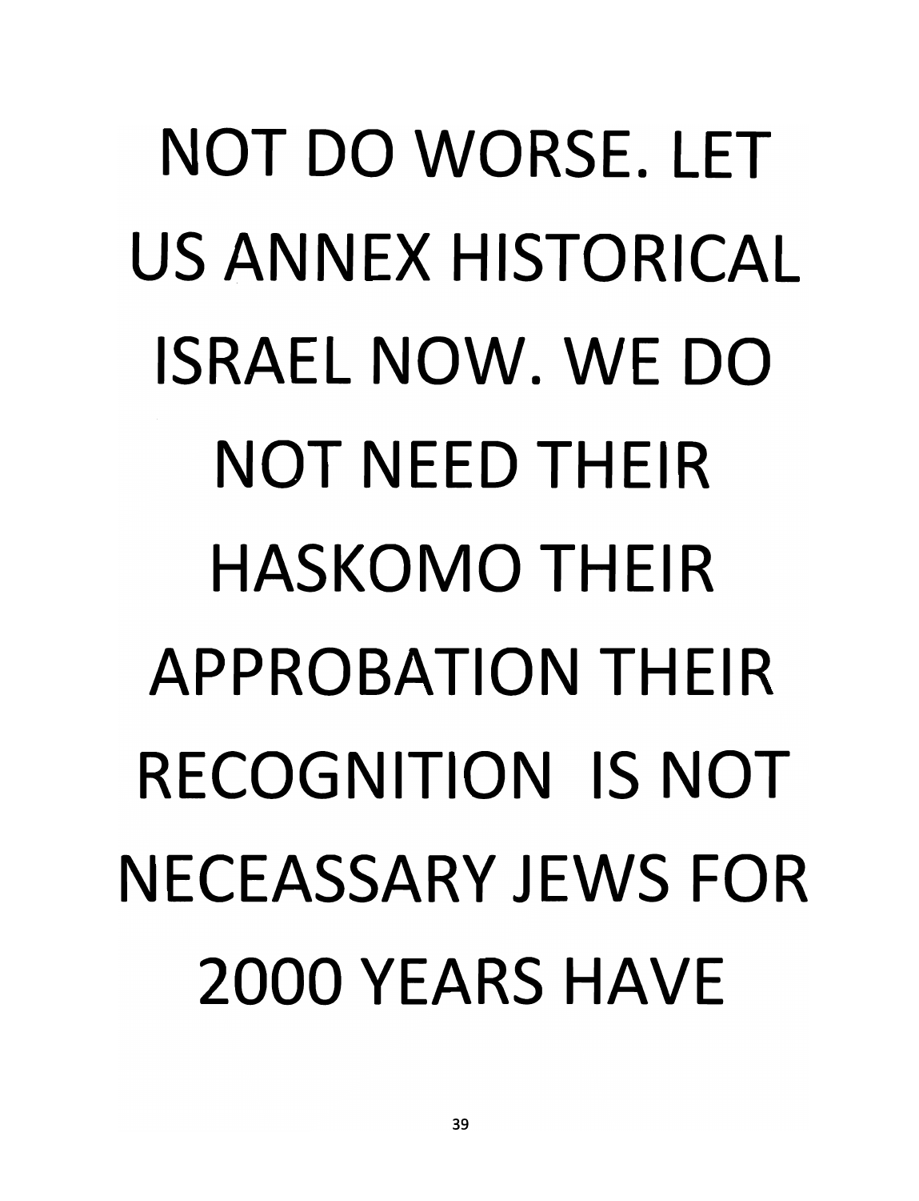NOT DO WORSE. LET US ANNEX HISTORICAL ISRAEL NOW. WE DO NOT NEED THEIR HASKOMO THEIR APPROBATION THEIR RECOGNITION  IS NOT NECEASSARY JEWS FOR 2000 YEARS HAVE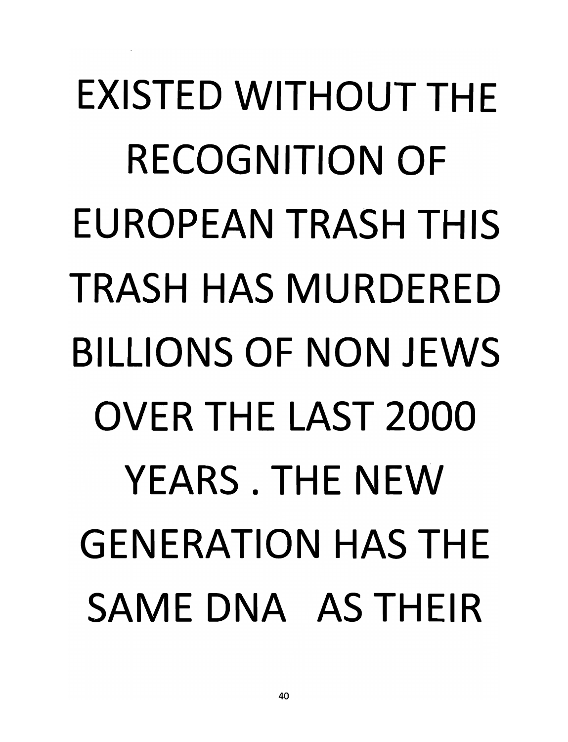EXISTED WITHOUT THE RECOGNITION OF EUROPEAN TRASH THIS TRASH HAS MURDERED BILLIONS OF NON JEWS OVER THE LAST 2000 YEARS . THE NEW GENERATION HAS THE SAME DNA AS THEIR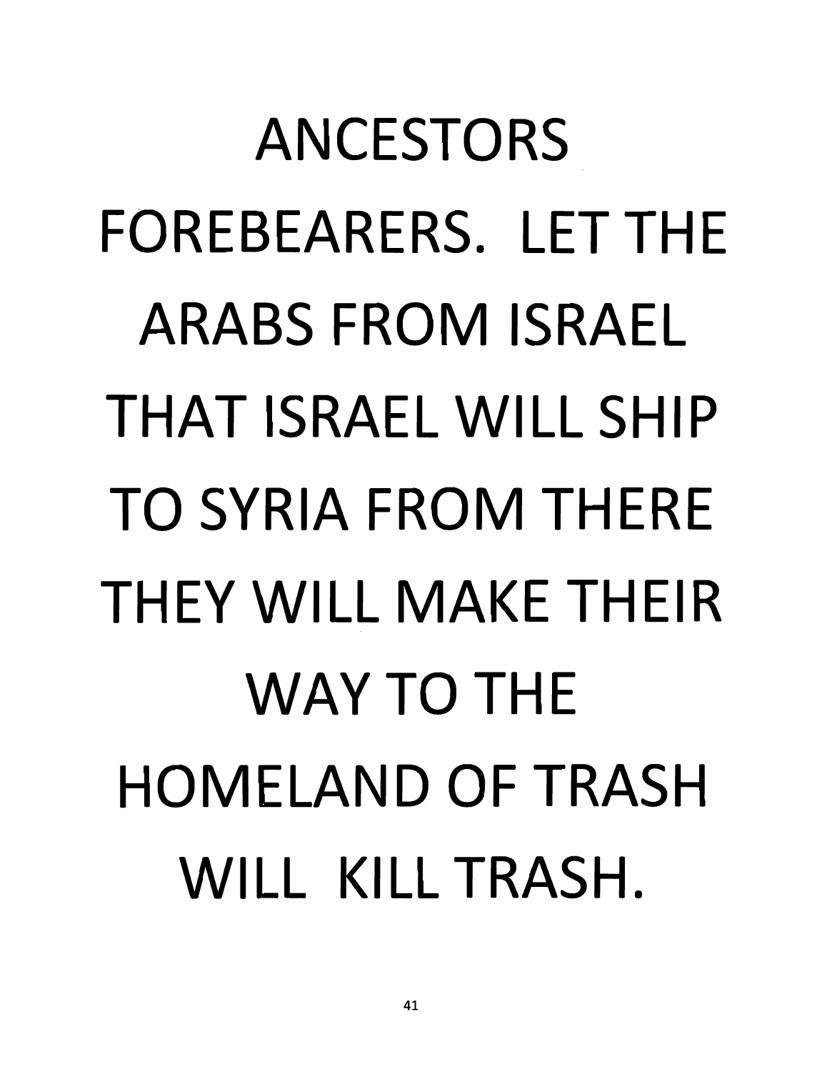ANCESTORS FOREBEARERS. LET THE ARABS FROM ISRAEL THAT ISRAEL WILL SHIP TO SYRIA FROM THERE THEY WILL MAKE THEIR WAY TO THE HOMELAND OF TRASH WILL KILL TRASH.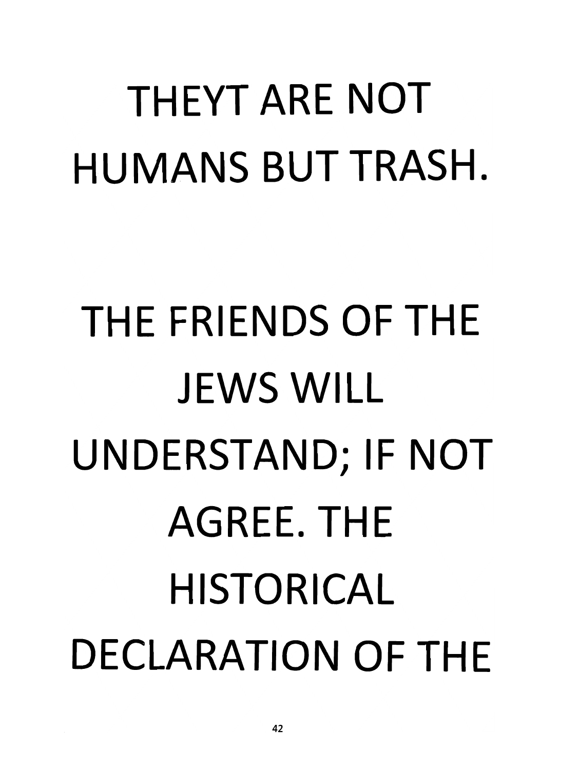THEYT ARE NOT HUMANS BUT TRASH.

THE FRIENDS OF THE JEWS WILL UNDERSTAND; IF NOT AGREE. THE HISTORICAL DECLARATION OF THE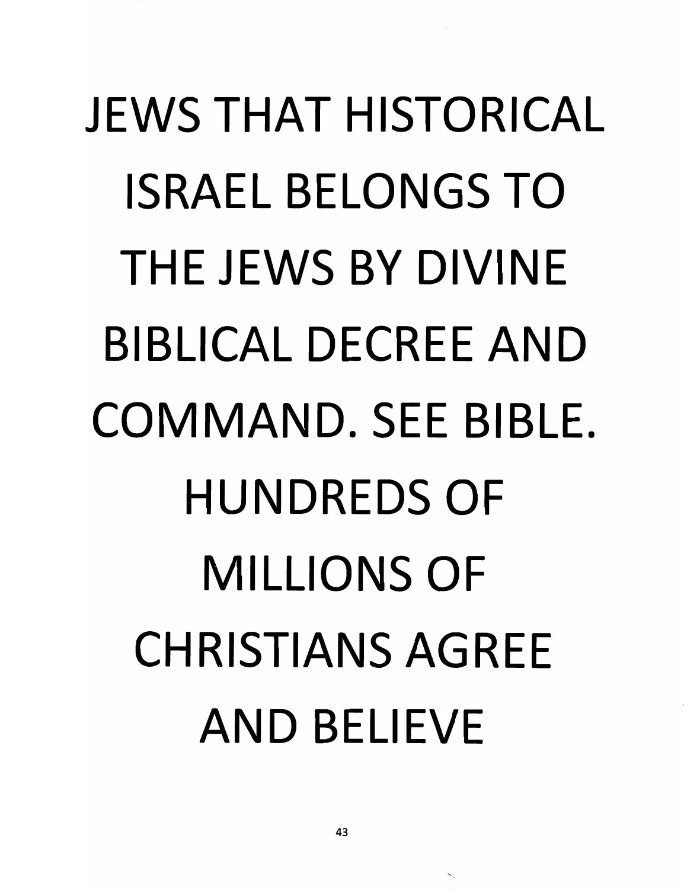JEWS THAT HISTORICAL ISRAEL BELONGS TO THE JEWS BY DIVINE BIBLICAL DECREE AND COMMAND. SEE BIBLE. HUNDREDS OF MILLIONS OF CHRISTIANS AGREE AND BELIEVE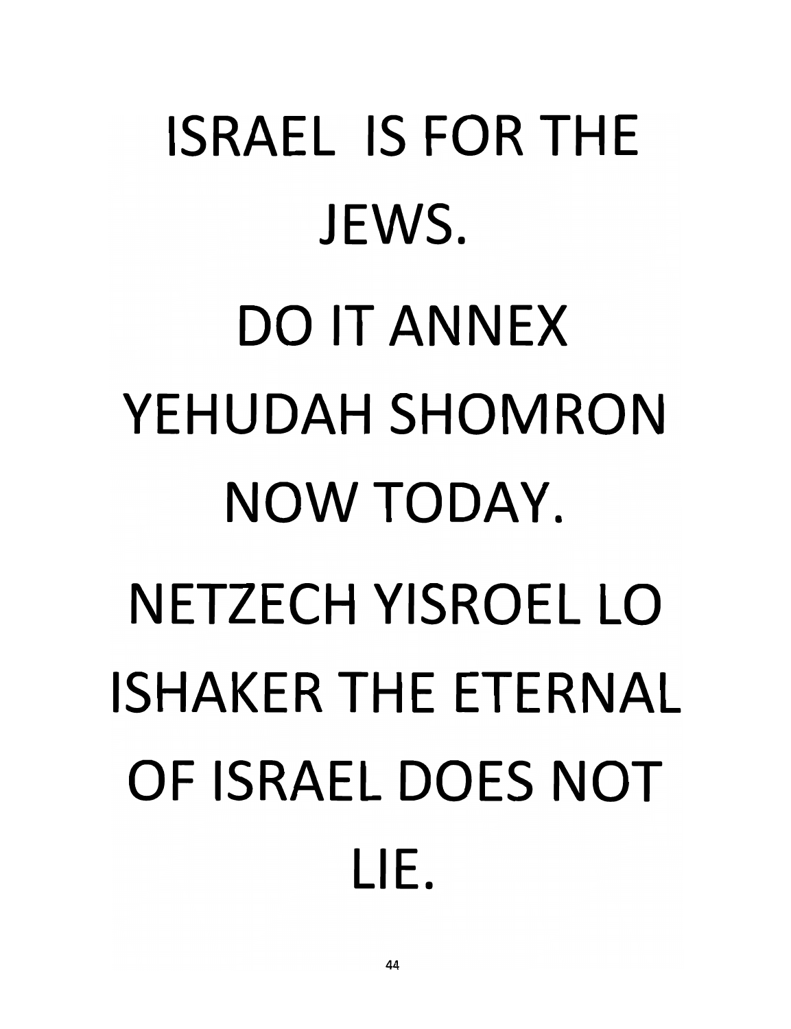ISRAEL IS FOR THE JEWS.

DO IT ANNEX YEHUDAH SHOMRON NOW TODAY.

NETZECH YISROEL LO ISHAKER THE ETERNAL OF ISRAEL DOES NOT LIE.